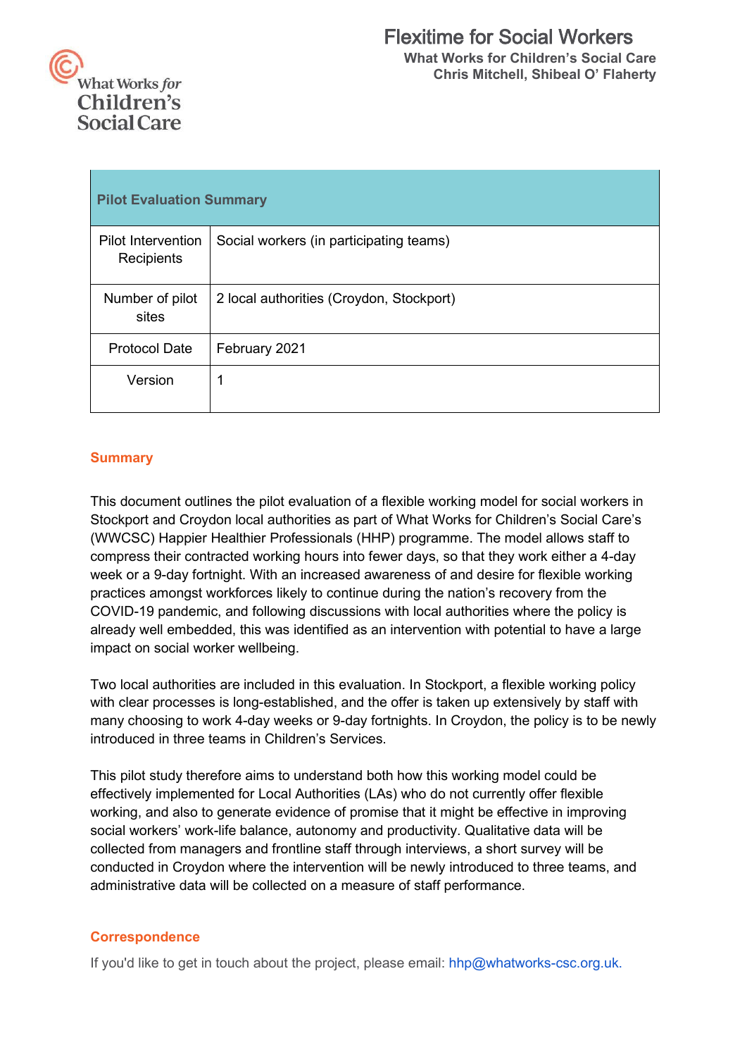# Flexitime for Social Workers

**What Works for Children's Social Care**
**Chris Mitchell, Shibeal O' Flaherty**

| **Pilot Evaluation Summary** | |
|---|---|
| Pilot Intervention Recipients | Social workers (in participating teams) |
| Number of pilot sites | 2 local authorities (Croydon, Stockport) |
| Protocol Date | February 2021 |
| Version | 1 |

## Summary

This document outlines the pilot evaluation of a flexible working model for social workers in Stockport and Croydon local authorities as part of What Works for Children's Social Care's (WWCSC) Happier Healthier Professionals (HHP) programme. The model allows staff to compress their contracted working hours into fewer days, so that they work either a 4-day week or a 9-day fortnight. With an increased awareness of and desire for flexible working practices amongst workforces likely to continue during the nation's recovery from the COVID-19 pandemic, and following discussions with local authorities where the policy is already well embedded, this was identified as an intervention with potential to have a large impact on social worker wellbeing.

Two local authorities are included in this evaluation. In Stockport, a flexible working policy with clear processes is long-established, and the offer is taken up extensively by staff with many choosing to work 4-day weeks or 9-day fortnights. In Croydon, the policy is to be newly introduced in three teams in Children's Services.

This pilot study therefore aims to understand both how this working model could be effectively implemented for Local Authorities (LAs) who do not currently offer flexible working, and also to generate evidence of promise that it might be effective in improving social workers' work-life balance, autonomy and productivity. Qualitative data will be collected from managers and frontline staff through interviews, a short survey will be conducted in Croydon where the intervention will be newly introduced to three teams, and administrative data will be collected on a measure of staff performance.

## Correspondence

If you'd like to get in touch about the project, please email: hhp@whatworks-csc.org.uk.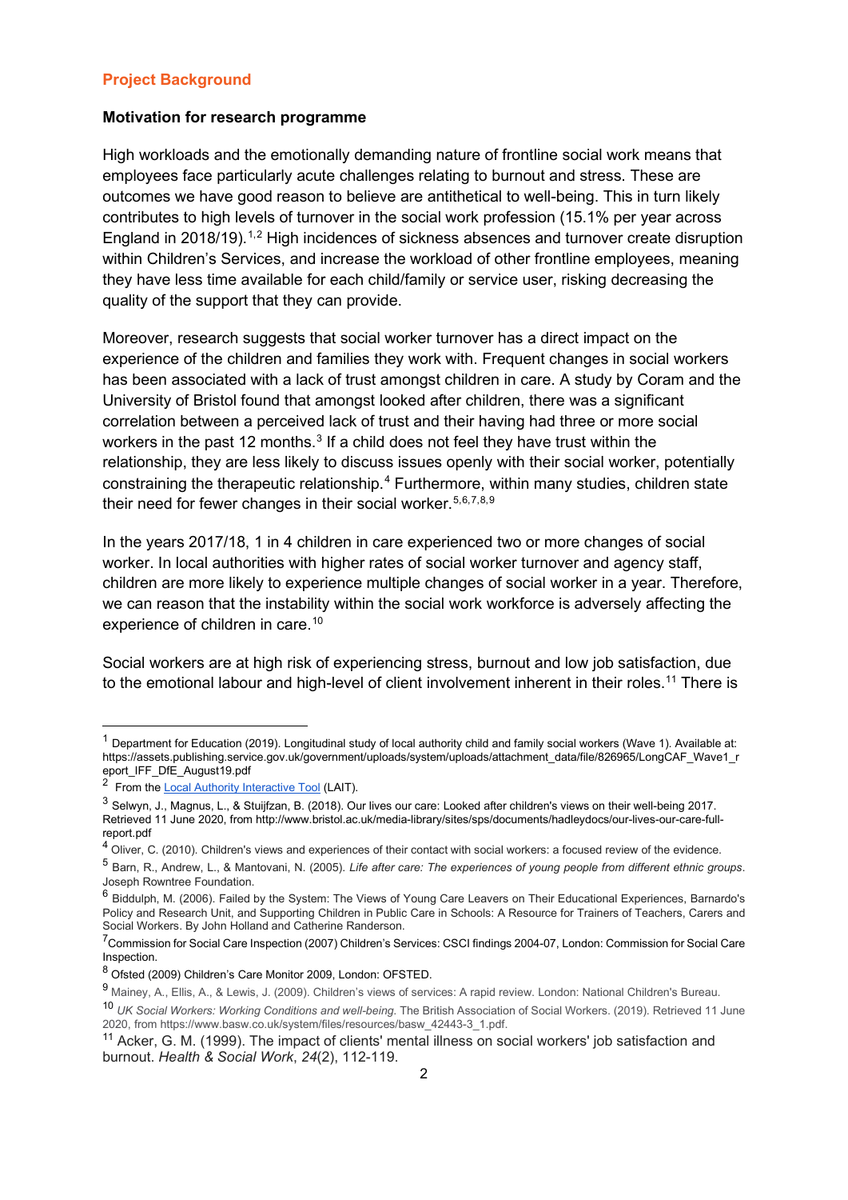## Project Background

### Motivation for research programme

High workloads and the emotionally demanding nature of frontline social work means that employees face particularly acute challenges relating to burnout and stress. These are outcomes we have good reason to believe are antithetical to well-being. This in turn likely contributes to high levels of turnover in the social work profession (15.1% per year across England in 2018/19).[1,2] High incidences of sickness absences and turnover create disruption within Children's Services, and increase the workload of other frontline employees, meaning they have less time available for each child/family or service user, risking decreasing the quality of the support that they can provide.

Moreover, research suggests that social worker turnover has a direct impact on the experience of the children and families they work with. Frequent changes in social workers has been associated with a lack of trust amongst children in care. A study by Coram and the University of Bristol found that amongst looked after children, there was a significant correlation between a perceived lack of trust and their having had three or more social workers in the past 12 months.[3] If a child does not feel they have trust within the relationship, they are less likely to discuss issues openly with their social worker, potentially constraining the therapeutic relationship.[4] Furthermore, within many studies, children state their need for fewer changes in their social worker.[5,6,7,8,9]

In the years 2017/18, 1 in 4 children in care experienced two or more changes of social worker. In local authorities with higher rates of social worker turnover and agency staff, children are more likely to experience multiple changes of social worker in a year. Therefore, we can reason that the instability within the social work workforce is adversely affecting the experience of children in care.[10]

Social workers are at high risk of experiencing stress, burnout and low job satisfaction, due to the emotional labour and high-level of client involvement inherent in their roles.[11] There is

---

[1] Department for Education (2019). Longitudinal study of local authority child and family social workers (Wave 1). Available at: https://assets.publishing.service.gov.uk/government/uploads/system/uploads/attachment_data/file/826965/LongCAF_Wave1_report_IFF_DfE_August19.pdf

[2] From the Local Authority Interactive Tool (LAIT).

[3] Selwyn, J., Magnus, L., & Stuijfzan, B. (2018). Our lives our care: Looked after children's views on their well-being 2017. Retrieved 11 June 2020, from http://www.bristol.ac.uk/media-library/sites/sps/documents/hadleydocs/our-lives-our-care-full-report.pdf

[4] Oliver, C. (2010). Children's views and experiences of their contact with social workers: a focused review of the evidence.

[5] Barn, R., Andrew, L., & Mantovani, N. (2005). *Life after care: The experiences of young people from different ethnic groups*. Joseph Rowntree Foundation.

[6] Biddulph, M. (2006). Failed by the System: The Views of Young Care Leavers on Their Educational Experiences, Barnardo's Policy and Research Unit, and Supporting Children in Public Care in Schools: A Resource for Trainers of Teachers, Carers and Social Workers. By John Holland and Catherine Randerson.

[7] Commission for Social Care Inspection (2007) Children's Services: CSCI findings 2004-07, London: Commission for Social Care Inspection.

[8] Ofsted (2009) Children's Care Monitor 2009, London: OFSTED.

[9] Mainey, A., Ellis, A., & Lewis, J. (2009). Children's views of services: A rapid review. London: National Children's Bureau.

[10] *UK Social Workers: Working Conditions and well-being*. The British Association of Social Workers. (2019). Retrieved 11 June 2020, from https://www.basw.co.uk/system/files/resources/basw_42443-3_1.pdf.

[11] Acker, G. M. (1999). The impact of clients' mental illness on social workers' job satisfaction and burnout. *Health & Social Work*, *24*(2), 112-119.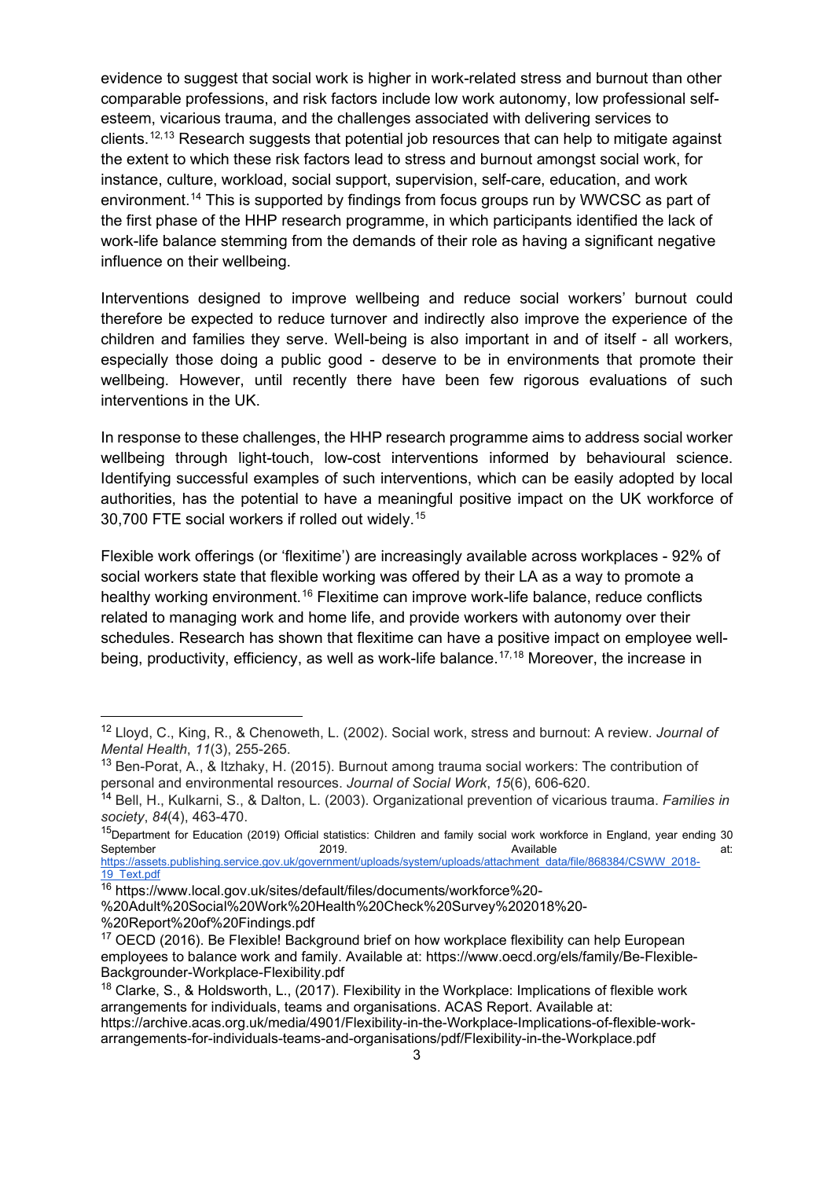evidence to suggest that social work is higher in work-related stress and burnout than other comparable professions, and risk factors include low work autonomy, low professional self-esteem, vicarious trauma, and the challenges associated with delivering services to clients.[12,13] Research suggests that potential job resources that can help to mitigate against the extent to which these risk factors lead to stress and burnout amongst social work, for instance, culture, workload, social support, supervision, self-care, education, and work environment.[14] This is supported by findings from focus groups run by WWCSC as part of the first phase of the HHP research programme, in which participants identified the lack of work-life balance stemming from the demands of their role as having a significant negative influence on their wellbeing.

Interventions designed to improve wellbeing and reduce social workers' burnout could therefore be expected to reduce turnover and indirectly also improve the experience of the children and families they serve. Well-being is also important in and of itself - all workers, especially those doing a public good - deserve to be in environments that promote their wellbeing. However, until recently there have been few rigorous evaluations of such interventions in the UK.

In response to these challenges, the HHP research programme aims to address social worker wellbeing through light-touch, low-cost interventions informed by behavioural science. Identifying successful examples of such interventions, which can be easily adopted by local authorities, has the potential to have a meaningful positive impact on the UK workforce of 30,700 FTE social workers if rolled out widely.[15]

Flexible work offerings (or 'flexitime') are increasingly available across workplaces - 92% of social workers state that flexible working was offered by their LA as a way to promote a healthy working environment.[16] Flexitime can improve work-life balance, reduce conflicts related to managing work and home life, and provide workers with autonomy over their schedules. Research has shown that flexitime can have a positive impact on employee well-being, productivity, efficiency, as well as work-life balance.[17,18] Moreover, the increase in

---

[12] Lloyd, C., King, R., & Chenoweth, L. (2002). Social work, stress and burnout: A review. *Journal of Mental Health*, *11*(3), 255-265.

[13] Ben-Porat, A., & Itzhaky, H. (2015). Burnout among trauma social workers: The contribution of personal and environmental resources. *Journal of Social Work*, *15*(6), 606-620.

[14] Bell, H., Kulkarni, S., & Dalton, L. (2003). Organizational prevention of vicarious trauma. *Families in society*, *84*(4), 463-470.

[15] Department for Education (2019) Official statistics: Children and family social work workforce in England, year ending 30 September 2019. Available at: https://assets.publishing.service.gov.uk/government/uploads/system/uploads/attachment_data/file/868384/CSWW_2018-19_Text.pdf

[16] https://www.local.gov.uk/sites/default/files/documents/workforce%20-%20Adult%20Social%20Work%20Health%20Check%20Survey%202018%20-%20Report%20of%20Findings.pdf

[17] OECD (2016). Be Flexible! Background brief on how workplace flexibility can help European employees to balance work and family. Available at: https://www.oecd.org/els/family/Be-Flexible-Backgrounder-Workplace-Flexibility.pdf

[18] Clarke, S., & Holdsworth, L., (2017). Flexibility in the Workplace: Implications of flexible work arrangements for individuals, teams and organisations. ACAS Report. Available at: https://archive.acas.org.uk/media/4901/Flexibility-in-the-Workplace-Implications-of-flexible-work-arrangements-for-individuals-teams-and-organisations/pdf/Flexibility-in-the-Workplace.pdf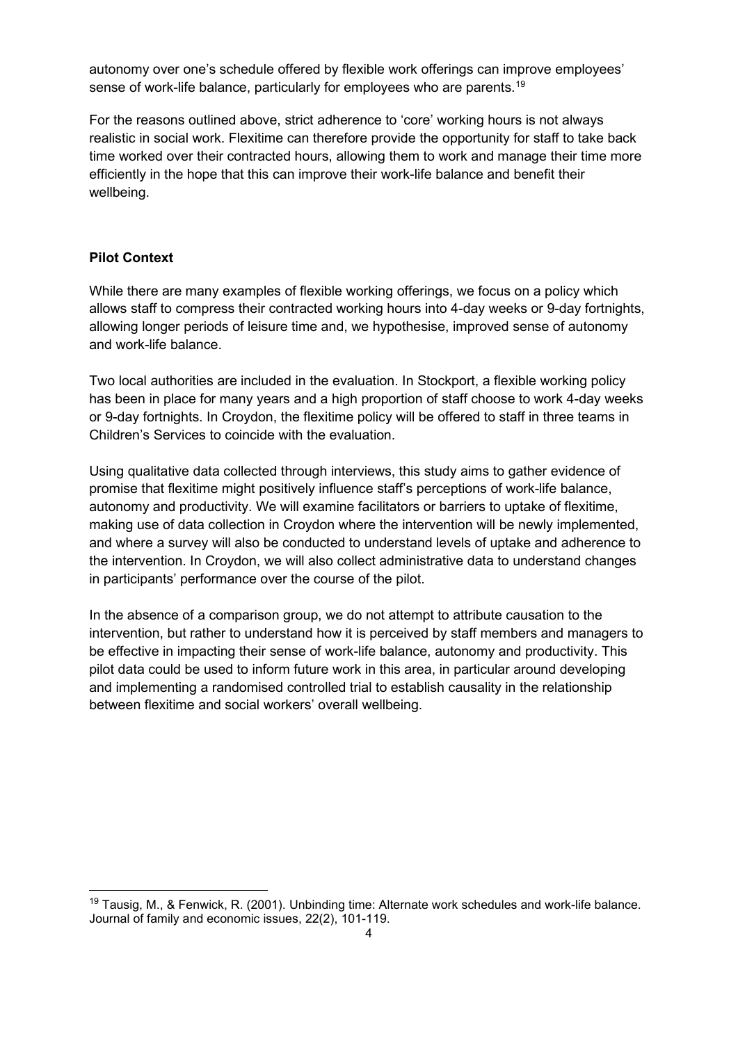autonomy over one's schedule offered by flexible work offerings can improve employees' sense of work-life balance, particularly for employees who are parents.[19]

For the reasons outlined above, strict adherence to 'core' working hours is not always realistic in social work. Flexitime can therefore provide the opportunity for staff to take back time worked over their contracted hours, allowing them to work and manage their time more efficiently in the hope that this can improve their work-life balance and benefit their wellbeing.

**Pilot Context**

While there are many examples of flexible working offerings, we focus on a policy which allows staff to compress their contracted working hours into 4-day weeks or 9-day fortnights, allowing longer periods of leisure time and, we hypothesise, improved sense of autonomy and work-life balance.

Two local authorities are included in the evaluation. In Stockport, a flexible working policy has been in place for many years and a high proportion of staff choose to work 4-day weeks or 9-day fortnights. In Croydon, the flexitime policy will be offered to staff in three teams in Children's Services to coincide with the evaluation.

Using qualitative data collected through interviews, this study aims to gather evidence of promise that flexitime might positively influence staff's perceptions of work-life balance, autonomy and productivity. We will examine facilitators or barriers to uptake of flexitime, making use of data collection in Croydon where the intervention will be newly implemented, and where a survey will also be conducted to understand levels of uptake and adherence to the intervention. In Croydon, we will also collect administrative data to understand changes in participants' performance over the course of the pilot.

In the absence of a comparison group, we do not attempt to attribute causation to the intervention, but rather to understand how it is perceived by staff members and managers to be effective in impacting their sense of work-life balance, autonomy and productivity. This pilot data could be used to inform future work in this area, in particular around developing and implementing a randomised controlled trial to establish causality in the relationship between flexitime and social workers' overall wellbeing.

[19] Tausig, M., & Fenwick, R. (2001). Unbinding time: Alternate work schedules and work-life balance. Journal of family and economic issues, 22(2), 101-119.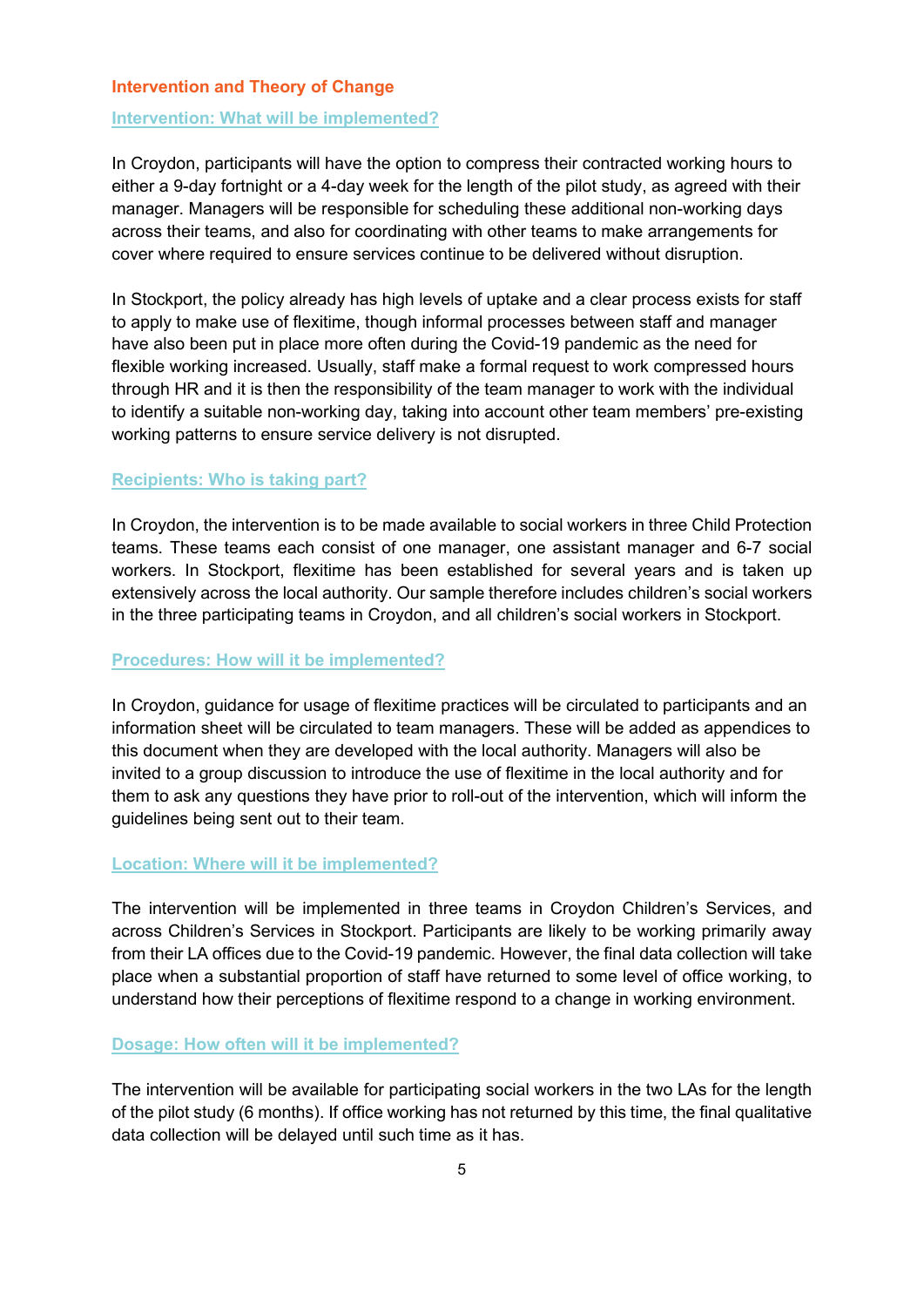## Intervention and Theory of Change

### Intervention: What will be implemented?

In Croydon, participants will have the option to compress their contracted working hours to either a 9-day fortnight or a 4-day week for the length of the pilot study, as agreed with their manager. Managers will be responsible for scheduling these additional non-working days across their teams, and also for coordinating with other teams to make arrangements for cover where required to ensure services continue to be delivered without disruption.

In Stockport, the policy already has high levels of uptake and a clear process exists for staff to apply to make use of flexitime, though informal processes between staff and manager have also been put in place more often during the Covid-19 pandemic as the need for flexible working increased. Usually, staff make a formal request to work compressed hours through HR and it is then the responsibility of the team manager to work with the individual to identify a suitable non-working day, taking into account other team members' pre-existing working patterns to ensure service delivery is not disrupted.

### Recipients: Who is taking part?

In Croydon, the intervention is to be made available to social workers in three Child Protection teams. These teams each consist of one manager, one assistant manager and 6-7 social workers. In Stockport, flexitime has been established for several years and is taken up extensively across the local authority. Our sample therefore includes children's social workers in the three participating teams in Croydon, and all children's social workers in Stockport.

### Procedures: How will it be implemented?

In Croydon, guidance for usage of flexitime practices will be circulated to participants and an information sheet will be circulated to team managers. These will be added as appendices to this document when they are developed with the local authority. Managers will also be invited to a group discussion to introduce the use of flexitime in the local authority and for them to ask any questions they have prior to roll-out of the intervention, which will inform the guidelines being sent out to their team.

### Location: Where will it be implemented?

The intervention will be implemented in three teams in Croydon Children's Services, and across Children's Services in Stockport. Participants are likely to be working primarily away from their LA offices due to the Covid-19 pandemic. However, the final data collection will take place when a substantial proportion of staff have returned to some level of office working, to understand how their perceptions of flexitime respond to a change in working environment.

### Dosage: How often will it be implemented?

The intervention will be available for participating social workers in the two LAs for the length of the pilot study (6 months). If office working has not returned by this time, the final qualitative data collection will be delayed until such time as it has.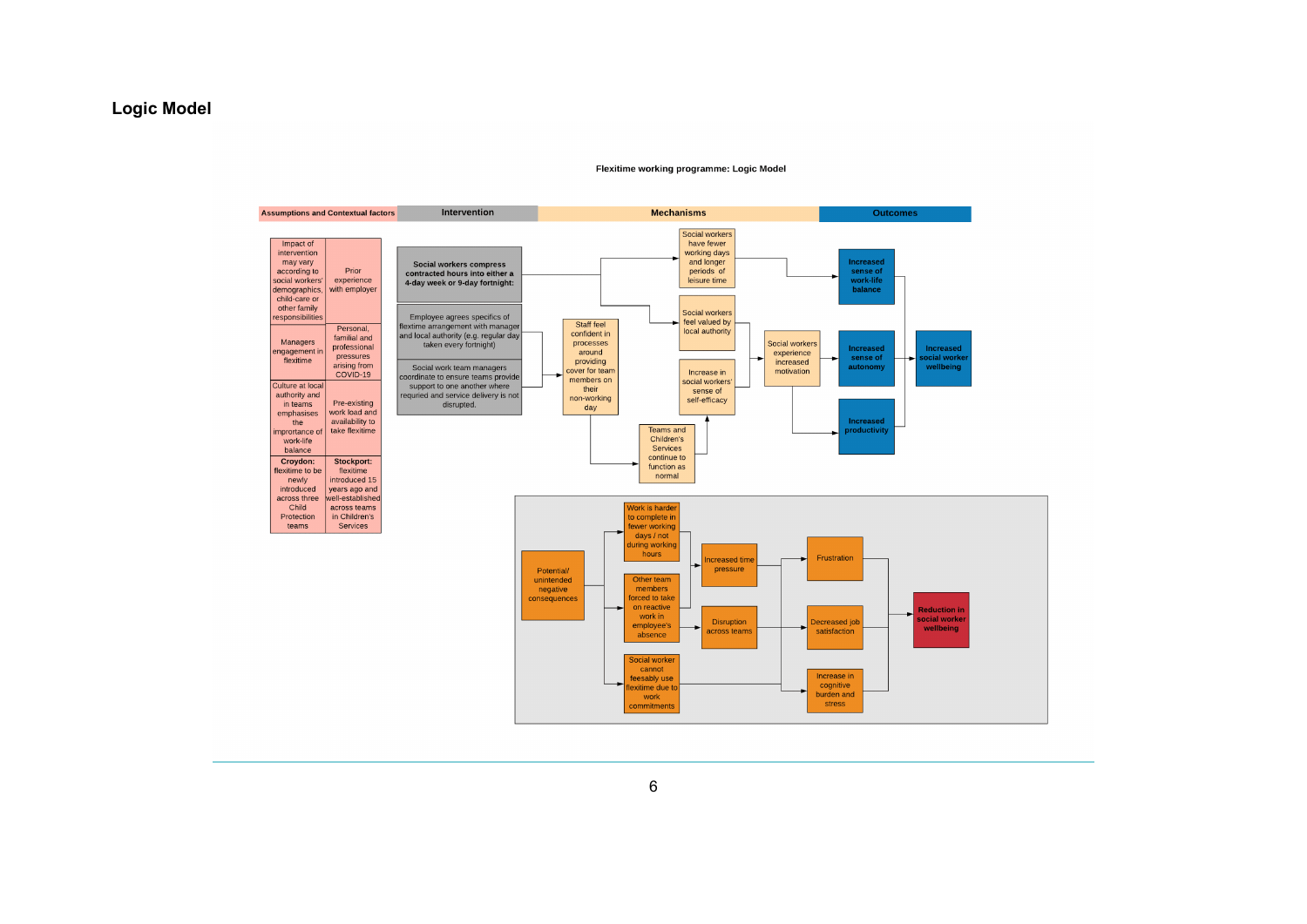## Logic Model

**Flexitime working programme: Logic Model**

**Assumptions and Contextual factors**

| | |
|---|---|
| Impact of intervention may vary according to social workers' demographics, child-care or other family responsibilities | Prior experience with employer |
| Managers engagement in flexitime | Personal, familial and professional pressures arising from COVID-19 |
| Culture at local authority and in teams emphasises the importance of work-life balance | Pre-existing work load and availability to take flexitime |
| **Croydon:** flexitime to be newly introduced across three Child Protection teams | **Stockport:** flexitime introduced 15 years ago and well-established across teams in Children's Services |

**Intervention**

- **Social workers compress contracted hours into either a 4-day week or 9-day fortnight:**
- Employee agrees specifics of flexitime arrangement with manager and local authority (e.g. regular day taken every fortnight)
- Social work team managers coordinate to ensure teams provide support to one another where requried and service delivery is not disrupted.

**Mechanisms**

- Social workers have fewer working days and longer periods of leisure time
- Social workers feel valued by local authority
- Staff feel confident in processes around providing cover for team members on their non-working day
- Teams and Children's Services continue to function as normal
- Increase in social workers' sense of self-efficacy
- Social workers experience increased motivation

**Outcomes**

- Increased sense of work-life balance
- Increased sense of autonomy
- Increased productivity
- Increased social worker wellbeing

**Potential/unintended negative consequences**

- Work is harder to complete in fewer working days / not during working hours
- Other team members forced to take on reactive work in employee's absence
- Social worker cannot feesably use flexitime due to work commitments
- Increased time pressure
- Disruption across teams
- Frustration
- Decreased job satisfaction
- Increase in cognitive burden and stress
- **Reduction in social worker wellbeing**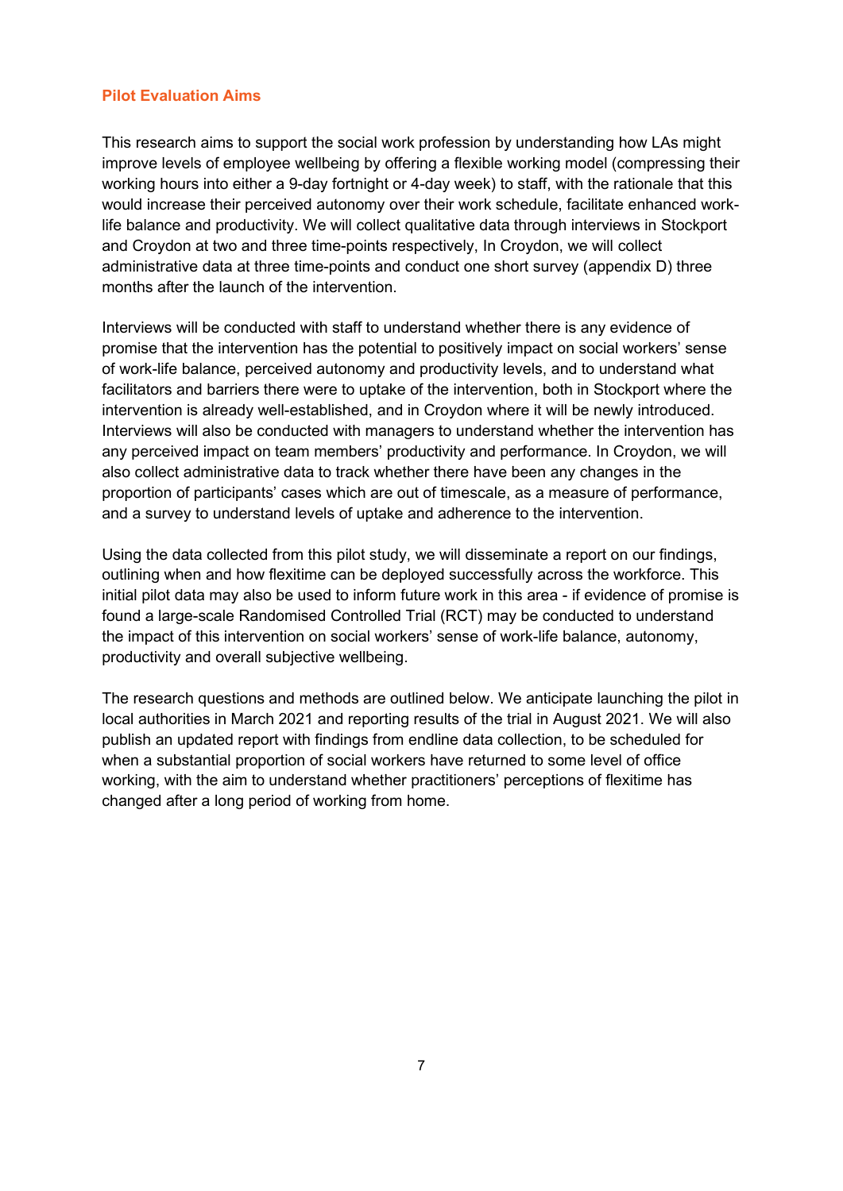### Pilot Evaluation Aims

This research aims to support the social work profession by understanding how LAs might improve levels of employee wellbeing by offering a flexible working model (compressing their working hours into either a 9-day fortnight or 4-day week) to staff, with the rationale that this would increase their perceived autonomy over their work schedule, facilitate enhanced work-life balance and productivity. We will collect qualitative data through interviews in Stockport and Croydon at two and three time-points respectively, In Croydon, we will collect administrative data at three time-points and conduct one short survey (appendix D) three months after the launch of the intervention.

Interviews will be conducted with staff to understand whether there is any evidence of promise that the intervention has the potential to positively impact on social workers' sense of work-life balance, perceived autonomy and productivity levels, and to understand what facilitators and barriers there were to uptake of the intervention, both in Stockport where the intervention is already well-established, and in Croydon where it will be newly introduced. Interviews will also be conducted with managers to understand whether the intervention has any perceived impact on team members' productivity and performance. In Croydon, we will also collect administrative data to track whether there have been any changes in the proportion of participants' cases which are out of timescale, as a measure of performance, and a survey to understand levels of uptake and adherence to the intervention.

Using the data collected from this pilot study, we will disseminate a report on our findings, outlining when and how flexitime can be deployed successfully across the workforce. This initial pilot data may also be used to inform future work in this area - if evidence of promise is found a large-scale Randomised Controlled Trial (RCT) may be conducted to understand the impact of this intervention on social workers' sense of work-life balance, autonomy, productivity and overall subjective wellbeing.

The research questions and methods are outlined below. We anticipate launching the pilot in local authorities in March 2021 and reporting results of the trial in August 2021. We will also publish an updated report with findings from endline data collection, to be scheduled for when a substantial proportion of social workers have returned to some level of office working, with the aim to understand whether practitioners' perceptions of flexitime has changed after a long period of working from home.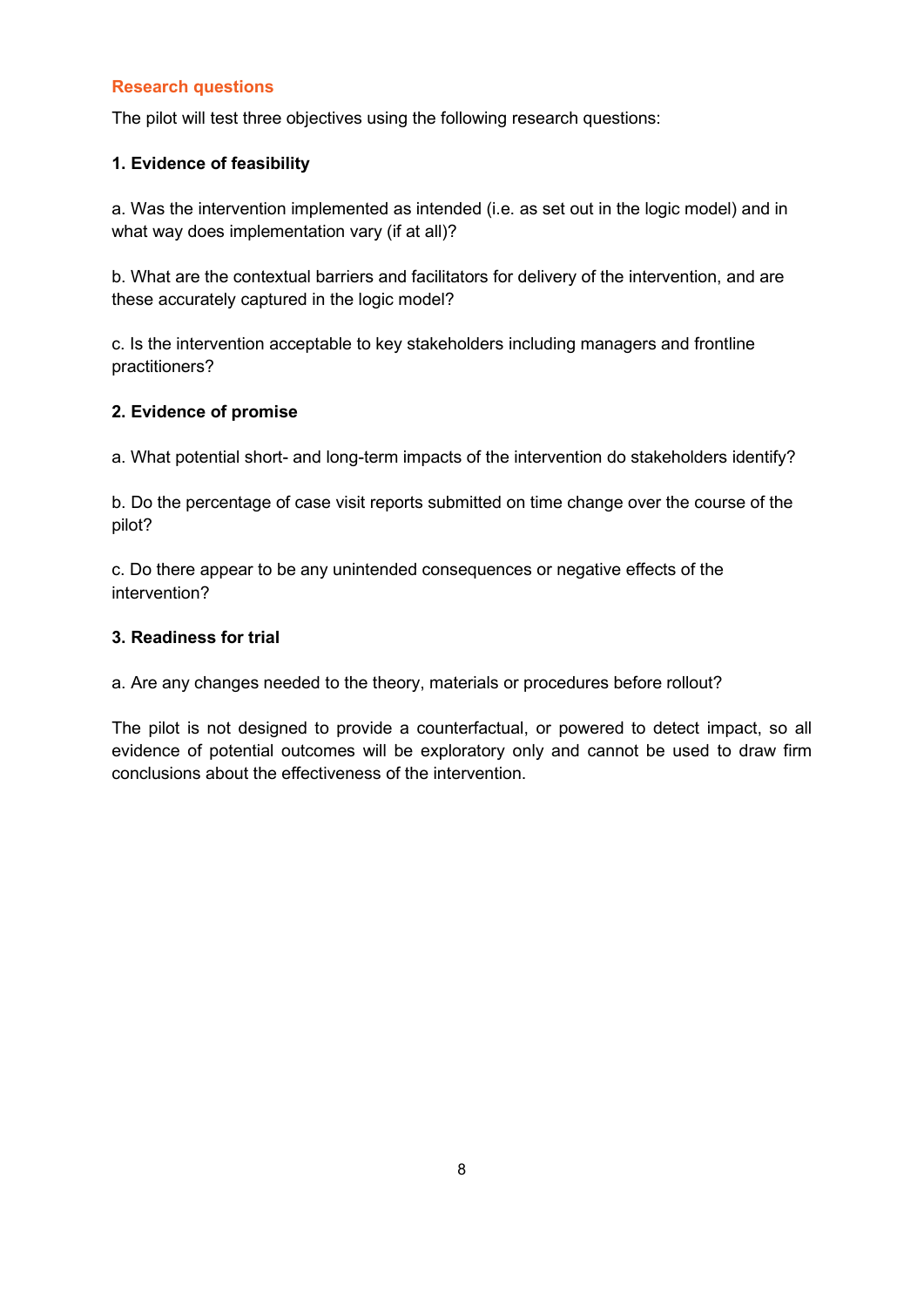## Research questions

The pilot will test three objectives using the following research questions:

**1. Evidence of feasibility**

a. Was the intervention implemented as intended (i.e. as set out in the logic model) and in what way does implementation vary (if at all)?

b. What are the contextual barriers and facilitators for delivery of the intervention, and are these accurately captured in the logic model?

c. Is the intervention acceptable to key stakeholders including managers and frontline practitioners?

**2. Evidence of promise**

a. What potential short- and long-term impacts of the intervention do stakeholders identify?

b. Do the percentage of case visit reports submitted on time change over the course of the pilot?

c. Do there appear to be any unintended consequences or negative effects of the intervention?

**3. Readiness for trial**

a. Are any changes needed to the theory, materials or procedures before rollout?

The pilot is not designed to provide a counterfactual, or powered to detect impact, so all evidence of potential outcomes will be exploratory only and cannot be used to draw firm conclusions about the effectiveness of the intervention.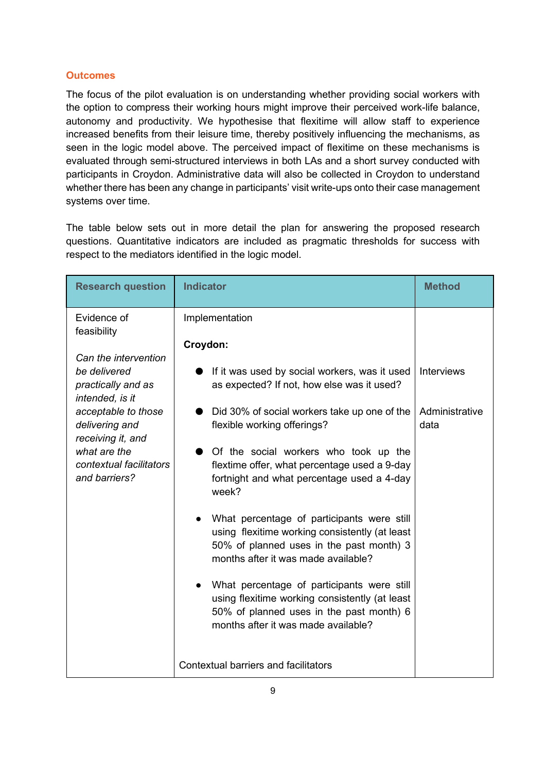## Outcomes

The focus of the pilot evaluation is on understanding whether providing social workers with the option to compress their working hours might improve their perceived work-life balance, autonomy and productivity. We hypothesise that flexitime will allow staff to experience increased benefits from their leisure time, thereby positively influencing the mechanisms, as seen in the logic model above. The perceived impact of flexitime on these mechanisms is evaluated through semi-structured interviews in both LAs and a short survey conducted with participants in Croydon. Administrative data will also be collected in Croydon to understand whether there has been any change in participants' visit write-ups onto their case management systems over time.

The table below sets out in more detail the plan for answering the proposed research questions. Quantitative indicators are included as pragmatic thresholds for success with respect to the mediators identified in the logic model.

| Research question | Indicator | Method |
|---|---|---|
| Evidence of feasibility<br><br>*Can the intervention be delivered practically and as intended, is it acceptable to those delivering and receiving it, and what are the contextual facilitators and barriers?* | Implementation<br><br>**Croydon:**<br><br>● If it was used by social workers, was it used as expected? If not, how else was it used?<br><br>● Did 30% of social workers take up one of the flexible working offerings?<br><br>● Of the social workers who took up the flextime offer, what percentage used a 9-day fortnight and what percentage used a 4-day week?<br><br>● What percentage of participants were still using flexitime working consistently (at least 50% of planned uses in the past month) 3 months after it was made available?<br><br>● What percentage of participants were still using flexitime working consistently (at least 50% of planned uses in the past month) 6 months after it was made available?<br><br>Contextual barriers and facilitators | Interviews<br><br>Administrative data |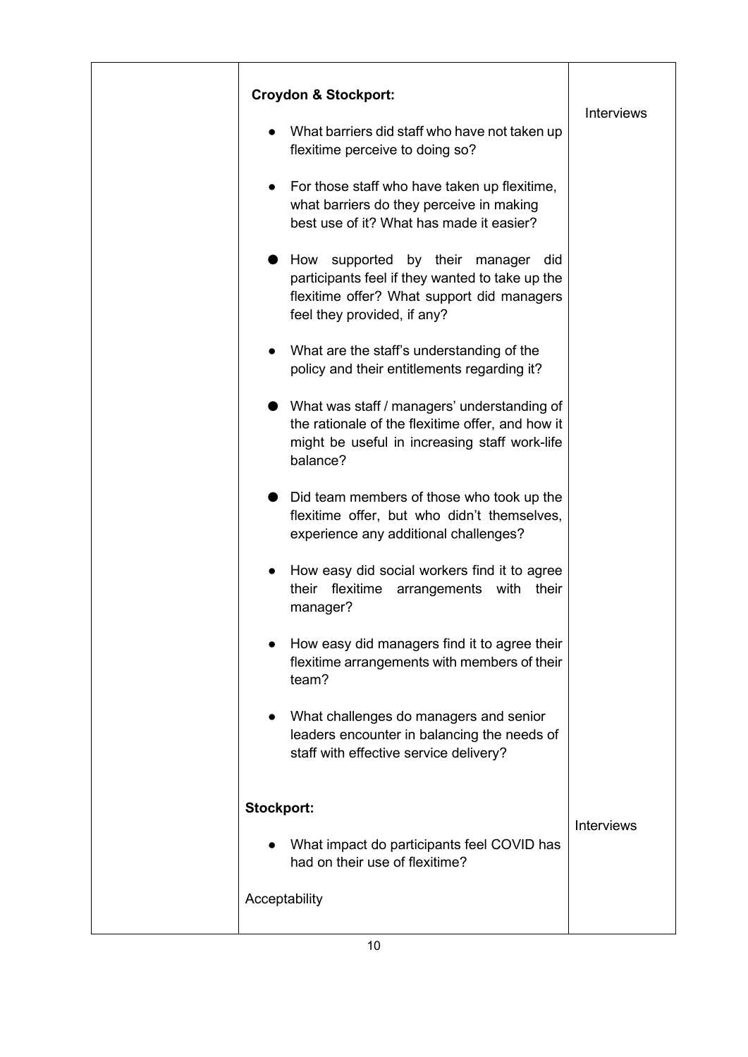| | | |
|---|---|---|
| | **Croydon & Stockport:**<br><br>● What barriers did staff who have not taken up flexitime perceive to doing so?<br><br>● For those staff who have taken up flexitime, what barriers do they perceive in making best use of it? What has made it easier?<br><br>● How supported by their manager did participants feel if they wanted to take up the flexitime offer? What support did managers feel they provided, if any?<br><br>● What are the staff's understanding of the policy and their entitlements regarding it?<br><br>● What was staff / managers' understanding of the rationale of the flexitime offer, and how it might be useful in increasing staff work-life balance?<br><br>● Did team members of those who took up the flexitime offer, but who didn't themselves, experience any additional challenges?<br><br>● How easy did social workers find it to agree their flexitime arrangements with their manager?<br><br>● How easy did managers find it to agree their flexitime arrangements with members of their team?<br><br>● What challenges do managers and senior leaders encounter in balancing the needs of staff with effective service delivery? | Interviews |
| | **Stockport:**<br><br>● What impact do participants feel COVID has had on their use of flexitime?<br><br>Acceptability | Interviews |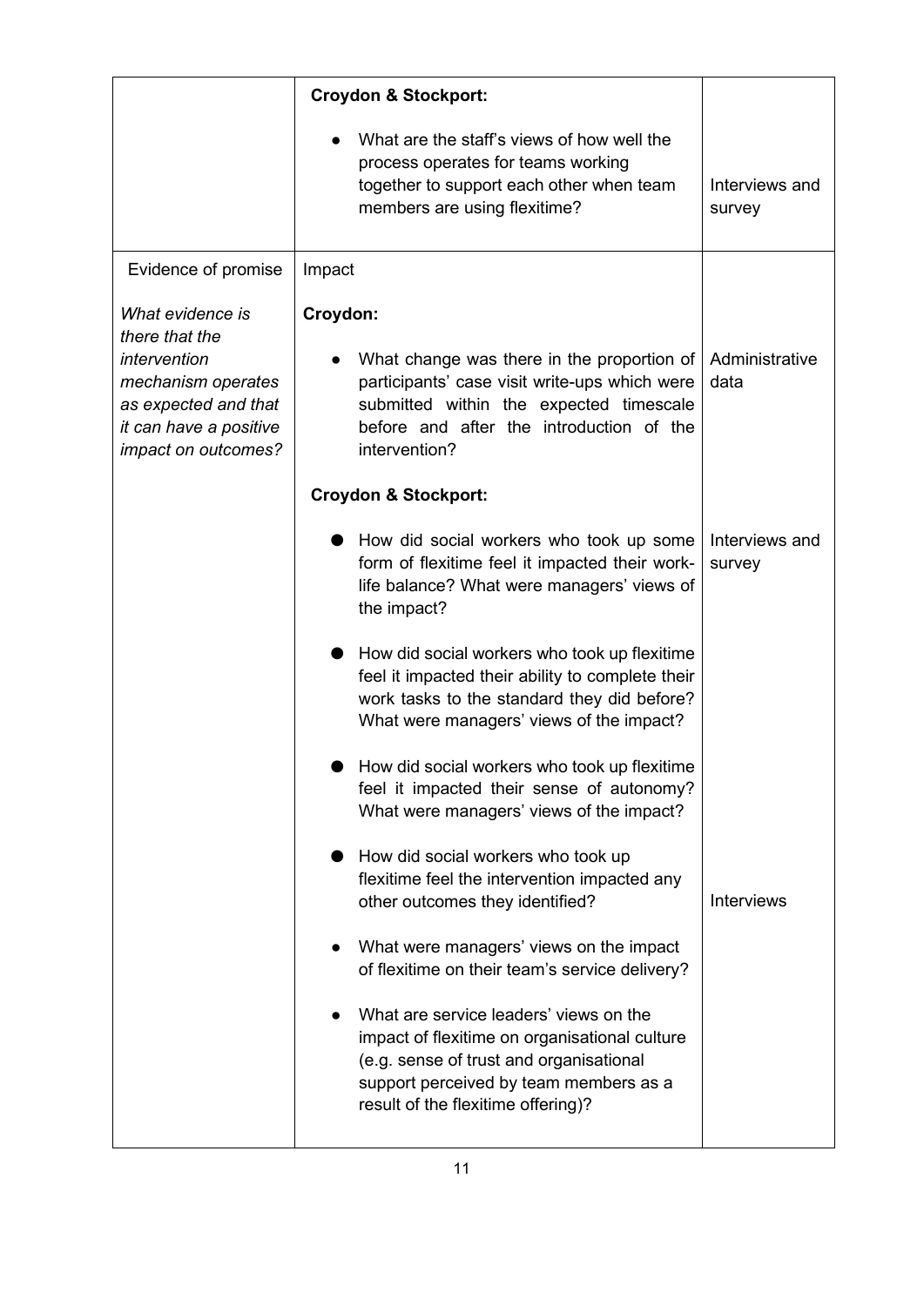| | | |
|---|---|---|
| | **Croydon & Stockport:**<br><br>● What are the staff's views of how well the process operates for teams working together to support each other when team members are using flexitime? | Interviews and survey |
| Evidence of promise<br><br>*What evidence is there that the intervention mechanism operates as expected and that it can have a positive impact on outcomes?* | Impact<br><br>**Croydon:**<br><br>● What change was there in the proportion of participants' case visit write-ups which were submitted within the expected timescale before and after the introduction of the intervention?<br><br>**Croydon & Stockport:**<br><br>● How did social workers who took up some form of flexitime feel it impacted their work-life balance? What were managers' views of the impact?<br><br>● How did social workers who took up flexitime feel it impacted their ability to complete their work tasks to the standard they did before? What were managers' views of the impact?<br><br>● How did social workers who took up flexitime feel it impacted their sense of autonomy? What were managers' views of the impact?<br><br>● How did social workers who took up flexitime feel the intervention impacted any other outcomes they identified?<br><br>● What were managers' views on the impact of flexitime on their team's service delivery?<br><br>● What are service leaders' views on the impact of flexitime on organisational culture (e.g. sense of trust and organisational support perceived by team members as a result of the flexitime offering)? | Administrative data<br><br>Interviews and survey<br><br>Interviews |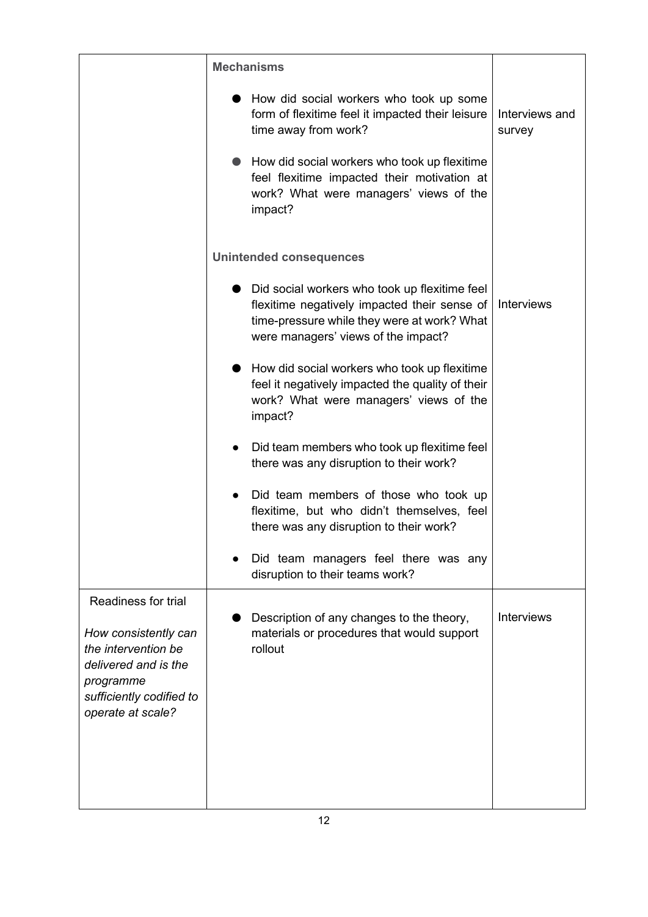| | | |
|---|---|---|
| | **Mechanisms** | |
| | ● How did social workers who took up some form of flexitime feel it impacted their leisure time away from work?<br><br>● How did social workers who took up flexitime feel flexitime impacted their motivation at work? What were managers' views of the impact? | Interviews and survey |
| | **Unintended consequences** | |
| | ● Did social workers who took up flexitime feel flexitime negatively impacted their sense of time-pressure while they were at work? What were managers' views of the impact?<br><br>● How did social workers who took up flexitime feel it negatively impacted the quality of their work? What were managers' views of the impact?<br><br>● Did team members who took up flexitime feel there was any disruption to their work?<br><br>● Did team members of those who took up flexitime, but who didn't themselves, feel there was any disruption to their work?<br><br>● Did team managers feel there was any disruption to their teams work? | Interviews |
| Readiness for trial<br><br>*How consistently can the intervention be delivered and is the programme sufficiently codified to operate at scale?* | ● Description of any changes to the theory, materials or procedures that would support rollout | Interviews |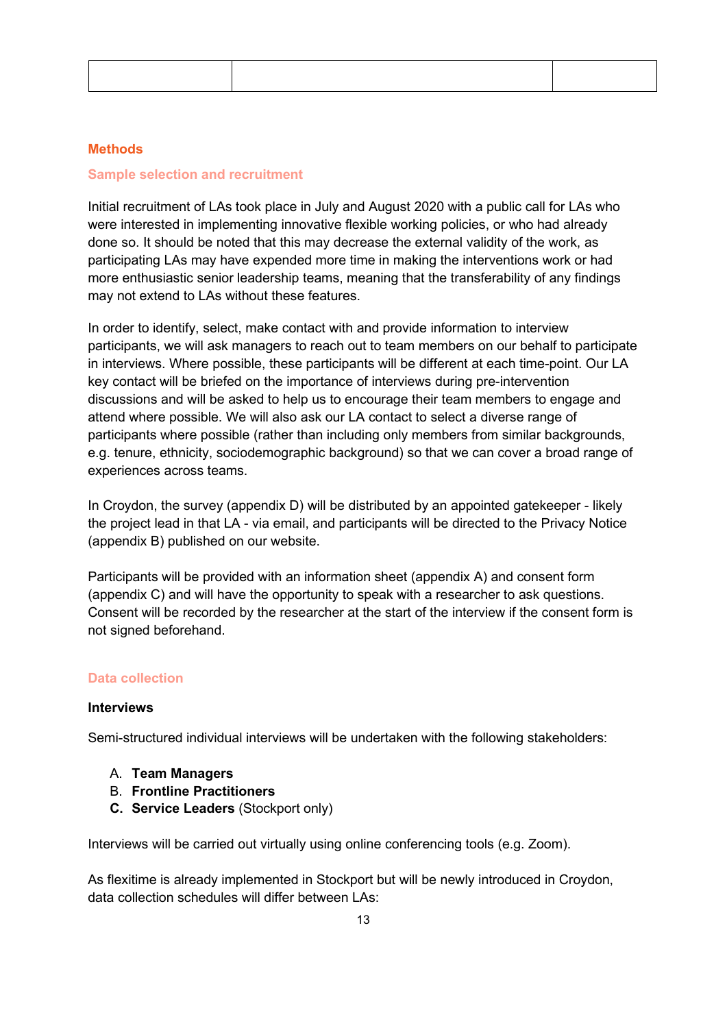| | | |
|---|---|---|
| | | |

## Methods

### Sample selection and recruitment

Initial recruitment of LAs took place in July and August 2020 with a public call for LAs who were interested in implementing innovative flexible working policies, or who had already done so. It should be noted that this may decrease the external validity of the work, as participating LAs may have expended more time in making the interventions work or had more enthusiastic senior leadership teams, meaning that the transferability of any findings may not extend to LAs without these features.

In order to identify, select, make contact with and provide information to interview participants, we will ask managers to reach out to team members on our behalf to participate in interviews. Where possible, these participants will be different at each time-point. Our LA key contact will be briefed on the importance of interviews during pre-intervention discussions and will be asked to help us to encourage their team members to engage and attend where possible. We will also ask our LA contact to select a diverse range of participants where possible (rather than including only members from similar backgrounds, e.g. tenure, ethnicity, sociodemographic background) so that we can cover a broad range of experiences across teams.

In Croydon, the survey (appendix D) will be distributed by an appointed gatekeeper - likely the project lead in that LA - via email, and participants will be directed to the Privacy Notice (appendix B) published on our website.

Participants will be provided with an information sheet (appendix A) and consent form (appendix C) and will have the opportunity to speak with a researcher to ask questions. Consent will be recorded by the researcher at the start of the interview if the consent form is not signed beforehand.

### Data collection

**Interviews**

Semi-structured individual interviews will be undertaken with the following stakeholders:

A. **Team Managers**
B. **Frontline Practitioners**
C. **Service Leaders** (Stockport only)

Interviews will be carried out virtually using online conferencing tools (e.g. Zoom).

As flexitime is already implemented in Stockport but will be newly introduced in Croydon, data collection schedules will differ between LAs: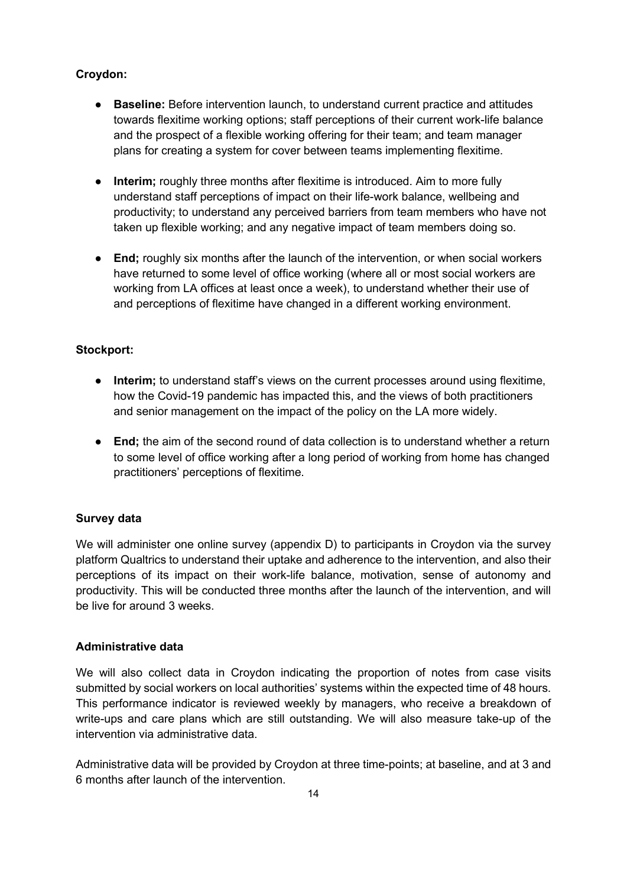**Croydon:**

- **Baseline:** Before intervention launch, to understand current practice and attitudes towards flexitime working options; staff perceptions of their current work-life balance and the prospect of a flexible working offering for their team; and team manager plans for creating a system for cover between teams implementing flexitime.

- **Interim;** roughly three months after flexitime is introduced. Aim to more fully understand staff perceptions of impact on their life-work balance, wellbeing and productivity; to understand any perceived barriers from team members who have not taken up flexible working; and any negative impact of team members doing so.

- **End;** roughly six months after the launch of the intervention, or when social workers have returned to some level of office working (where all or most social workers are working from LA offices at least once a week), to understand whether their use of and perceptions of flexitime have changed in a different working environment.

**Stockport:**

- **Interim;** to understand staff's views on the current processes around using flexitime, how the Covid-19 pandemic has impacted this, and the views of both practitioners and senior management on the impact of the policy on the LA more widely.

- **End;** the aim of the second round of data collection is to understand whether a return to some level of office working after a long period of working from home has changed practitioners' perceptions of flexitime.

**Survey data**

We will administer one online survey (appendix D) to participants in Croydon via the survey platform Qualtrics to understand their uptake and adherence to the intervention, and also their perceptions of its impact on their work-life balance, motivation, sense of autonomy and productivity. This will be conducted three months after the launch of the intervention, and will be live for around 3 weeks.

**Administrative data**

We will also collect data in Croydon indicating the proportion of notes from case visits submitted by social workers on local authorities' systems within the expected time of 48 hours. This performance indicator is reviewed weekly by managers, who receive a breakdown of write-ups and care plans which are still outstanding. We will also measure take-up of the intervention via administrative data.

Administrative data will be provided by Croydon at three time-points; at baseline, and at 3 and 6 months after launch of the intervention.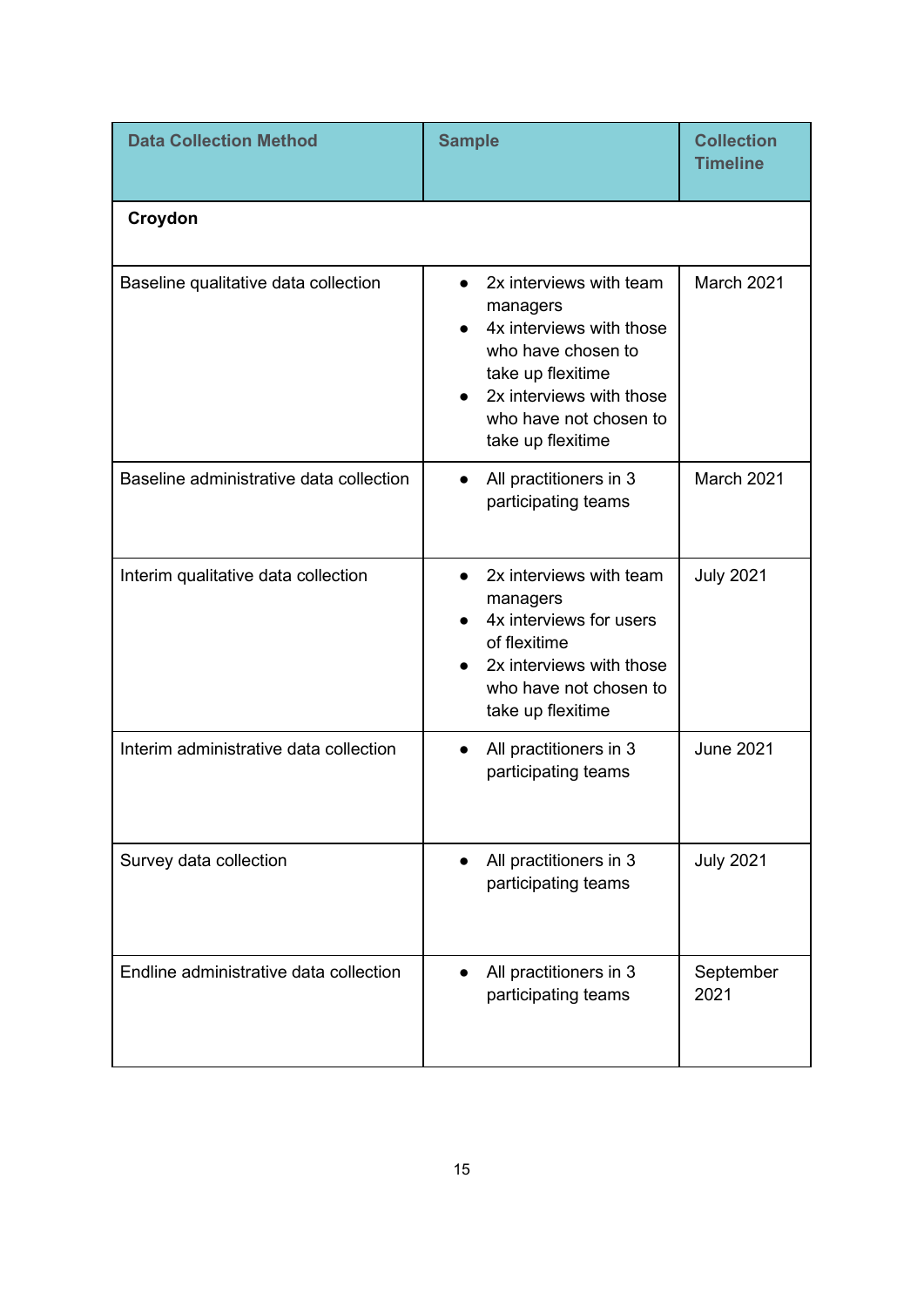| Data Collection Method | Sample | Collection Timeline |
|---|---|---|
| **Croydon** | | |
| Baseline qualitative data collection | • 2x interviews with team managers<br>• 4x interviews with those who have chosen to take up flexitime<br>• 2x interviews with those who have not chosen to take up flexitime | March 2021 |
| Baseline administrative data collection | • All practitioners in 3 participating teams | March 2021 |
| Interim qualitative data collection | • 2x interviews with team managers<br>• 4x interviews for users of flexitime<br>• 2x interviews with those who have not chosen to take up flexitime | July 2021 |
| Interim administrative data collection | • All practitioners in 3 participating teams | June 2021 |
| Survey data collection | • All practitioners in 3 participating teams | July 2021 |
| Endline administrative data collection | • All practitioners in 3 participating teams | September 2021 |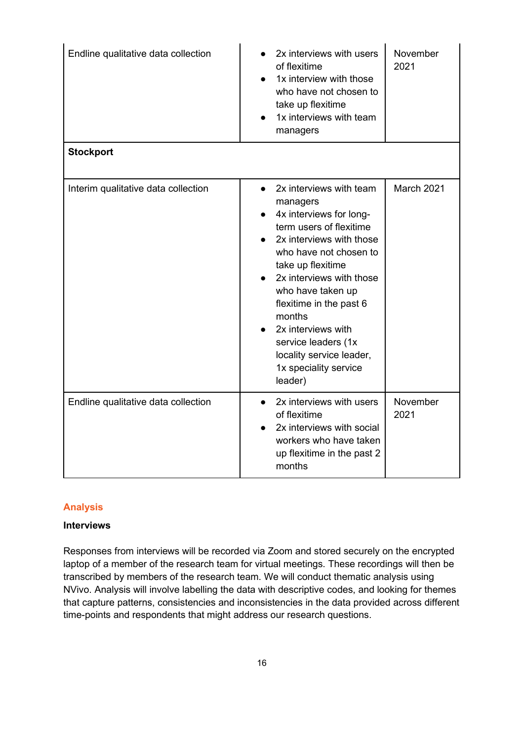| | | |
|---|---|---|
| Endline qualitative data collection | • 2x interviews with users of flexitime<br>• 1x interview with those who have not chosen to take up flexitime<br>• 1x interviews with team managers | November 2021 |
| **Stockport** | | |
| Interim qualitative data collection | • 2x interviews with team managers<br>• 4x interviews for long-term users of flexitime<br>• 2x interviews with those who have not chosen to take up flexitime<br>• 2x interviews with those who have taken up flexitime in the past 6 months<br>• 2x interviews with service leaders (1x locality service leader, 1x speciality service leader) | March 2021 |
| Endline qualitative data collection | • 2x interviews with users of flexitime<br>• 2x interviews with social workers who have taken up flexitime in the past 2 months | November 2021 |

## Analysis

### Interviews

Responses from interviews will be recorded via Zoom and stored securely on the encrypted laptop of a member of the research team for virtual meetings. These recordings will then be transcribed by members of the research team. We will conduct thematic analysis using NVivo. Analysis will involve labelling the data with descriptive codes, and looking for themes that capture patterns, consistencies and inconsistencies in the data provided across different time-points and respondents that might address our research questions.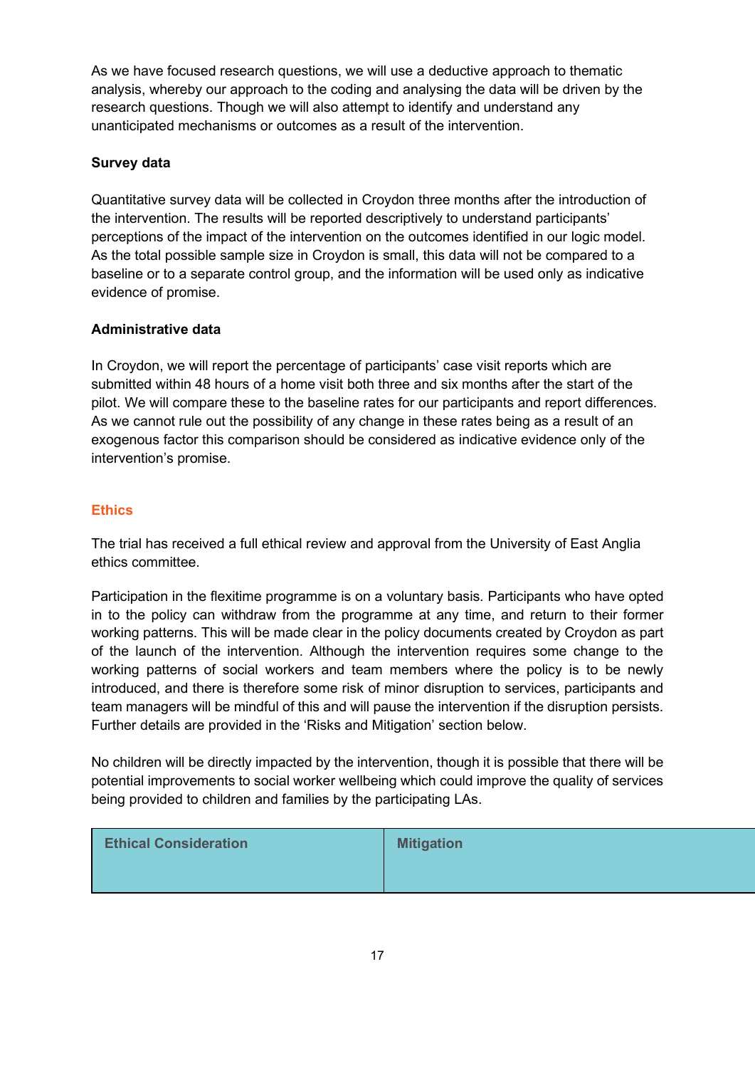As we have focused research questions, we will use a deductive approach to thematic analysis, whereby our approach to the coding and analysing the data will be driven by the research questions. Though we will also attempt to identify and understand any unanticipated mechanisms or outcomes as a result of the intervention.

**Survey data**

Quantitative survey data will be collected in Croydon three months after the introduction of the intervention. The results will be reported descriptively to understand participants' perceptions of the impact of the intervention on the outcomes identified in our logic model. As the total possible sample size in Croydon is small, this data will not be compared to a baseline or to a separate control group, and the information will be used only as indicative evidence of promise.

**Administrative data**

In Croydon, we will report the percentage of participants' case visit reports which are submitted within 48 hours of a home visit both three and six months after the start of the pilot. We will compare these to the baseline rates for our participants and report differences. As we cannot rule out the possibility of any change in these rates being as a result of an exogenous factor this comparison should be considered as indicative evidence only of the intervention's promise.

## Ethics

The trial has received a full ethical review and approval from the University of East Anglia ethics committee.

Participation in the flexitime programme is on a voluntary basis. Participants who have opted in to the policy can withdraw from the programme at any time, and return to their former working patterns. This will be made clear in the policy documents created by Croydon as part of the launch of the intervention. Although the intervention requires some change to the working patterns of social workers and team members where the policy is to be newly introduced, and there is therefore some risk of minor disruption to services, participants and team managers will be mindful of this and will pause the intervention if the disruption persists. Further details are provided in the 'Risks and Mitigation' section below.

No children will be directly impacted by the intervention, though it is possible that there will be potential improvements to social worker wellbeing which could improve the quality of services being provided to children and families by the participating LAs.

| Ethical Consideration | Mitigation |
|---|---|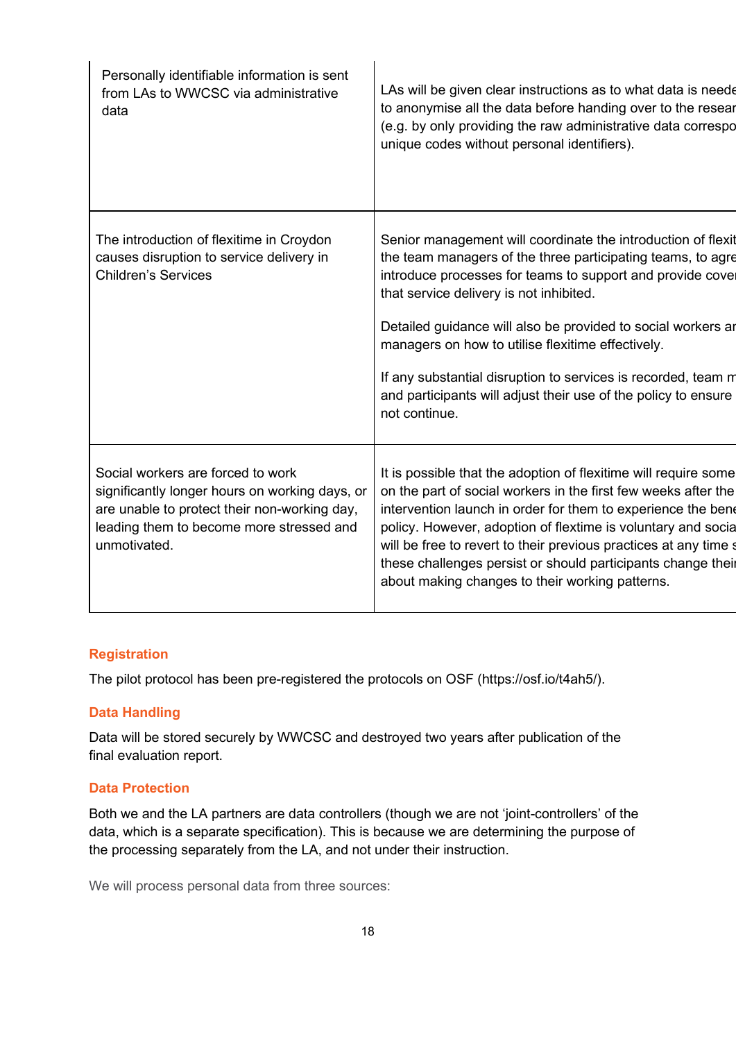| | |
|---|---|
| Personally identifiable information is sent from LAs to WWCSC via administrative data | LAs will be given clear instructions as to what data is neede to anonymise all the data before handing over to the resear (e.g. by only providing the raw administrative data correspo unique codes without personal identifiers). |
| The introduction of flexitime in Croydon causes disruption to service delivery in Children's Services | Senior management will coordinate the introduction of flexit the team managers of the three participating teams, to agre introduce processes for teams to support and provide cover that service delivery is not inhibited.<br><br>Detailed guidance will also be provided to social workers ar managers on how to utilise flexitime effectively.<br><br>If any substantial disruption to services is recorded, team m and participants will adjust their use of the policy to ensure not continue. |
| Social workers are forced to work significantly longer hours on working days, or are unable to protect their non-working day, leading them to become more stressed and unmotivated. | It is possible that the adoption of flexitime will require some on the part of social workers in the first few weeks after the intervention launch in order for them to experience the bene policy. However, adoption of flextime is voluntary and socia will be free to revert to their previous practices at any time s these challenges persist or should participants change their about making changes to their working patterns. |

## Registration

The pilot protocol has been pre-registered the protocols on OSF (https://osf.io/t4ah5/).

## Data Handling

Data will be stored securely by WWCSC and destroyed two years after publication of the final evaluation report.

## Data Protection

Both we and the LA partners are data controllers (though we are not 'joint-controllers' of the data, which is a separate specification). This is because we are determining the purpose of the processing separately from the LA, and not under their instruction.

We will process personal data from three sources: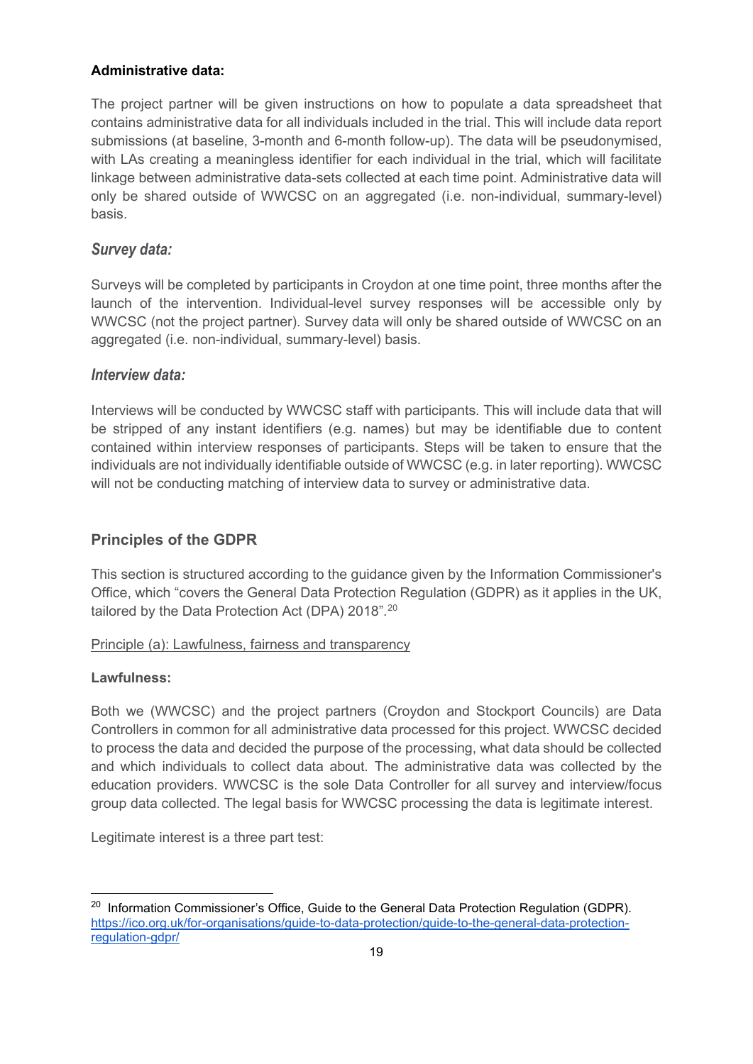**Administrative data:**

The project partner will be given instructions on how to populate a data spreadsheet that contains administrative data for all individuals included in the trial. This will include data report submissions (at baseline, 3-month and 6-month follow-up). The data will be pseudonymised, with LAs creating a meaningless identifier for each individual in the trial, which will facilitate linkage between administrative data-sets collected at each time point. Administrative data will only be shared outside of WWCSC on an aggregated (i.e. non-individual, summary-level) basis.

### *Survey data:*

Surveys will be completed by participants in Croydon at one time point, three months after the launch of the intervention. Individual-level survey responses will be accessible only by WWCSC (not the project partner). Survey data will only be shared outside of WWCSC on an aggregated (i.e. non-individual, summary-level) basis.

### *Interview data:*

Interviews will be conducted by WWCSC staff with participants. This will include data that will be stripped of any instant identifiers (e.g. names) but may be identifiable due to content contained within interview responses of participants. Steps will be taken to ensure that the individuals are not individually identifiable outside of WWCSC (e.g. in later reporting). WWCSC will not be conducting matching of interview data to survey or administrative data.

## Principles of the GDPR

This section is structured according to the guidance given by the Information Commissioner's Office, which "covers the General Data Protection Regulation (GDPR) as it applies in the UK, tailored by the Data Protection Act (DPA) 2018".[20]

Principle (a): Lawfulness, fairness and transparency

**Lawfulness:**

Both we (WWCSC) and the project partners (Croydon and Stockport Councils) are Data Controllers in common for all administrative data processed for this project. WWCSC decided to process the data and decided the purpose of the processing, what data should be collected and which individuals to collect data about. The administrative data was collected by the education providers. WWCSC is the sole Data Controller for all survey and interview/focus group data collected. The legal basis for WWCSC processing the data is legitimate interest.

Legitimate interest is a three part test:

[20] Information Commissioner's Office, Guide to the General Data Protection Regulation (GDPR). https://ico.org.uk/for-organisations/guide-to-data-protection/guide-to-the-general-data-protection-regulation-gdpr/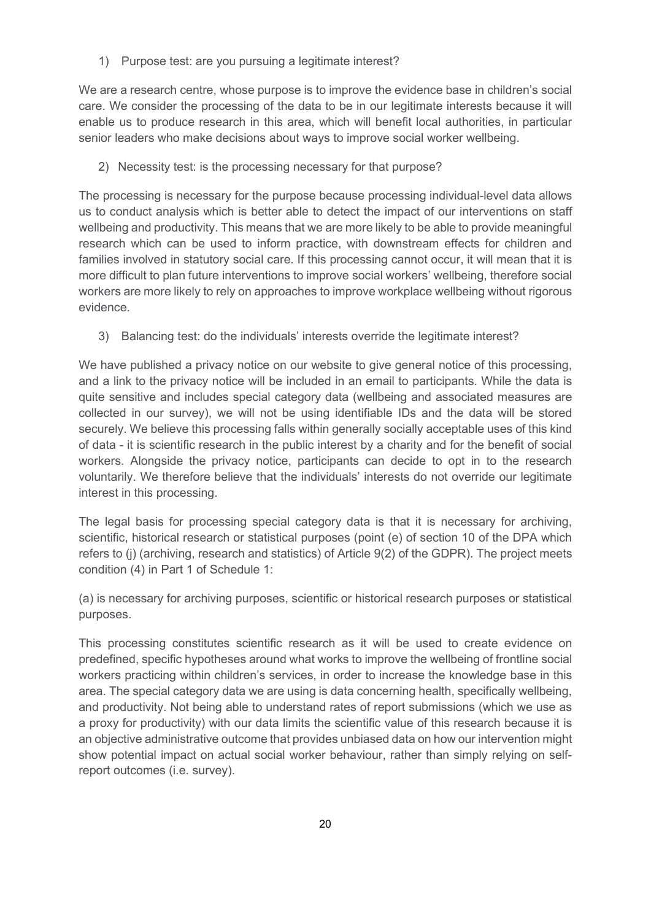1) Purpose test: are you pursuing a legitimate interest?

We are a research centre, whose purpose is to improve the evidence base in children's social care. We consider the processing of the data to be in our legitimate interests because it will enable us to produce research in this area, which will benefit local authorities, in particular senior leaders who make decisions about ways to improve social worker wellbeing.

2) Necessity test: is the processing necessary for that purpose?

The processing is necessary for the purpose because processing individual-level data allows us to conduct analysis which is better able to detect the impact of our interventions on staff wellbeing and productivity. This means that we are more likely to be able to provide meaningful research which can be used to inform practice, with downstream effects for children and families involved in statutory social care. If this processing cannot occur, it will mean that it is more difficult to plan future interventions to improve social workers' wellbeing, therefore social workers are more likely to rely on approaches to improve workplace wellbeing without rigorous evidence.

3) Balancing test: do the individuals' interests override the legitimate interest?

We have published a privacy notice on our website to give general notice of this processing, and a link to the privacy notice will be included in an email to participants. While the data is quite sensitive and includes special category data (wellbeing and associated measures are collected in our survey), we will not be using identifiable IDs and the data will be stored securely. We believe this processing falls within generally socially acceptable uses of this kind of data - it is scientific research in the public interest by a charity and for the benefit of social workers. Alongside the privacy notice, participants can decide to opt in to the research voluntarily. We therefore believe that the individuals' interests do not override our legitimate interest in this processing.

The legal basis for processing special category data is that it is necessary for archiving, scientific, historical research or statistical purposes (point (e) of section 10 of the DPA which refers to (j) (archiving, research and statistics) of Article 9(2) of the GDPR). The project meets condition (4) in Part 1 of Schedule 1:

(a) is necessary for archiving purposes, scientific or historical research purposes or statistical purposes.

This processing constitutes scientific research as it will be used to create evidence on predefined, specific hypotheses around what works to improve the wellbeing of frontline social workers practicing within children's services, in order to increase the knowledge base in this area. The special category data we are using is data concerning health, specifically wellbeing, and productivity. Not being able to understand rates of report submissions (which we use as a proxy for productivity) with our data limits the scientific value of this research because it is an objective administrative outcome that provides unbiased data on how our intervention might show potential impact on actual social worker behaviour, rather than simply relying on self-report outcomes (i.e. survey).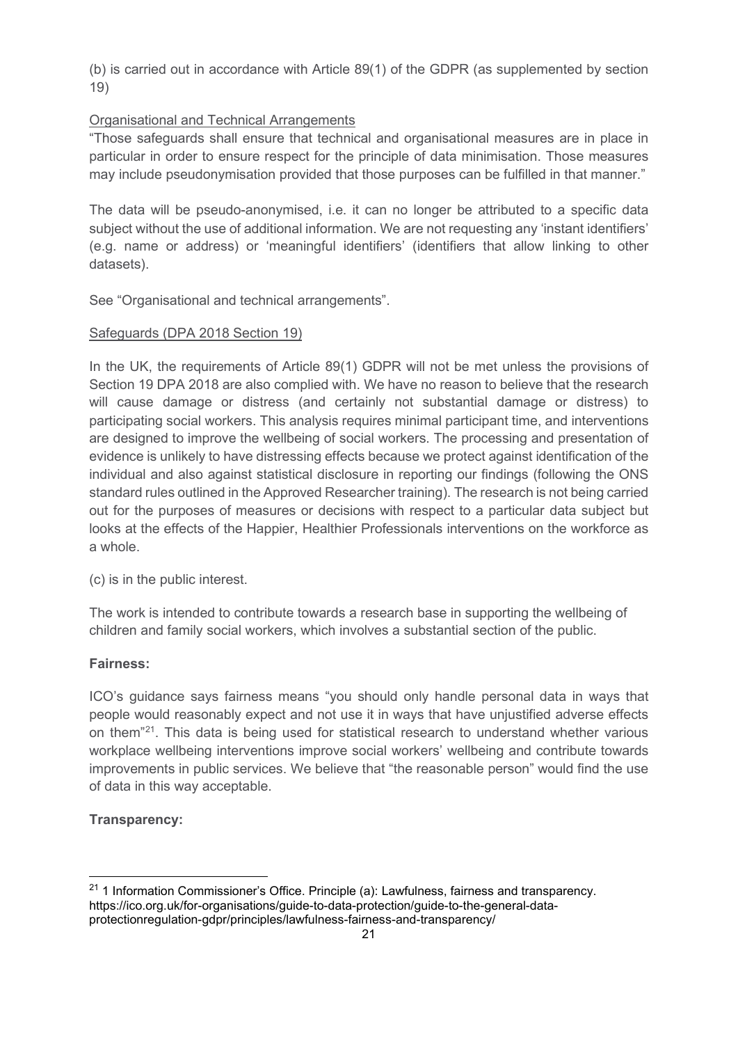(b) is carried out in accordance with Article 89(1) of the GDPR (as supplemented by section 19)

Organisational and Technical Arrangements

"Those safeguards shall ensure that technical and organisational measures are in place in particular in order to ensure respect for the principle of data minimisation. Those measures may include pseudonymisation provided that those purposes can be fulfilled in that manner."

The data will be pseudo-anonymised, i.e. it can no longer be attributed to a specific data subject without the use of additional information. We are not requesting any 'instant identifiers' (e.g. name or address) or 'meaningful identifiers' (identifiers that allow linking to other datasets).

See "Organisational and technical arrangements".

Safeguards (DPA 2018 Section 19)

In the UK, the requirements of Article 89(1) GDPR will not be met unless the provisions of Section 19 DPA 2018 are also complied with. We have no reason to believe that the research will cause damage or distress (and certainly not substantial damage or distress) to participating social workers. This analysis requires minimal participant time, and interventions are designed to improve the wellbeing of social workers. The processing and presentation of evidence is unlikely to have distressing effects because we protect against identification of the individual and also against statistical disclosure in reporting our findings (following the ONS standard rules outlined in the Approved Researcher training). The research is not being carried out for the purposes of measures or decisions with respect to a particular data subject but looks at the effects of the Happier, Healthier Professionals interventions on the workforce as a whole.

(c) is in the public interest.

The work is intended to contribute towards a research base in supporting the wellbeing of children and family social workers, which involves a substantial section of the public.

**Fairness:**

ICO's guidance says fairness means "you should only handle personal data in ways that people would reasonably expect and not use it in ways that have unjustified adverse effects on them"[21]. This data is being used for statistical research to understand whether various workplace wellbeing interventions improve social workers' wellbeing and contribute towards improvements in public services. We believe that "the reasonable person" would find the use of data in this way acceptable.

**Transparency:**

[21] 1 Information Commissioner's Office. Principle (a): Lawfulness, fairness and transparency. https://ico.org.uk/for-organisations/guide-to-data-protection/guide-to-the-general-data-protectionregulation-gdpr/principles/lawfulness-fairness-and-transparency/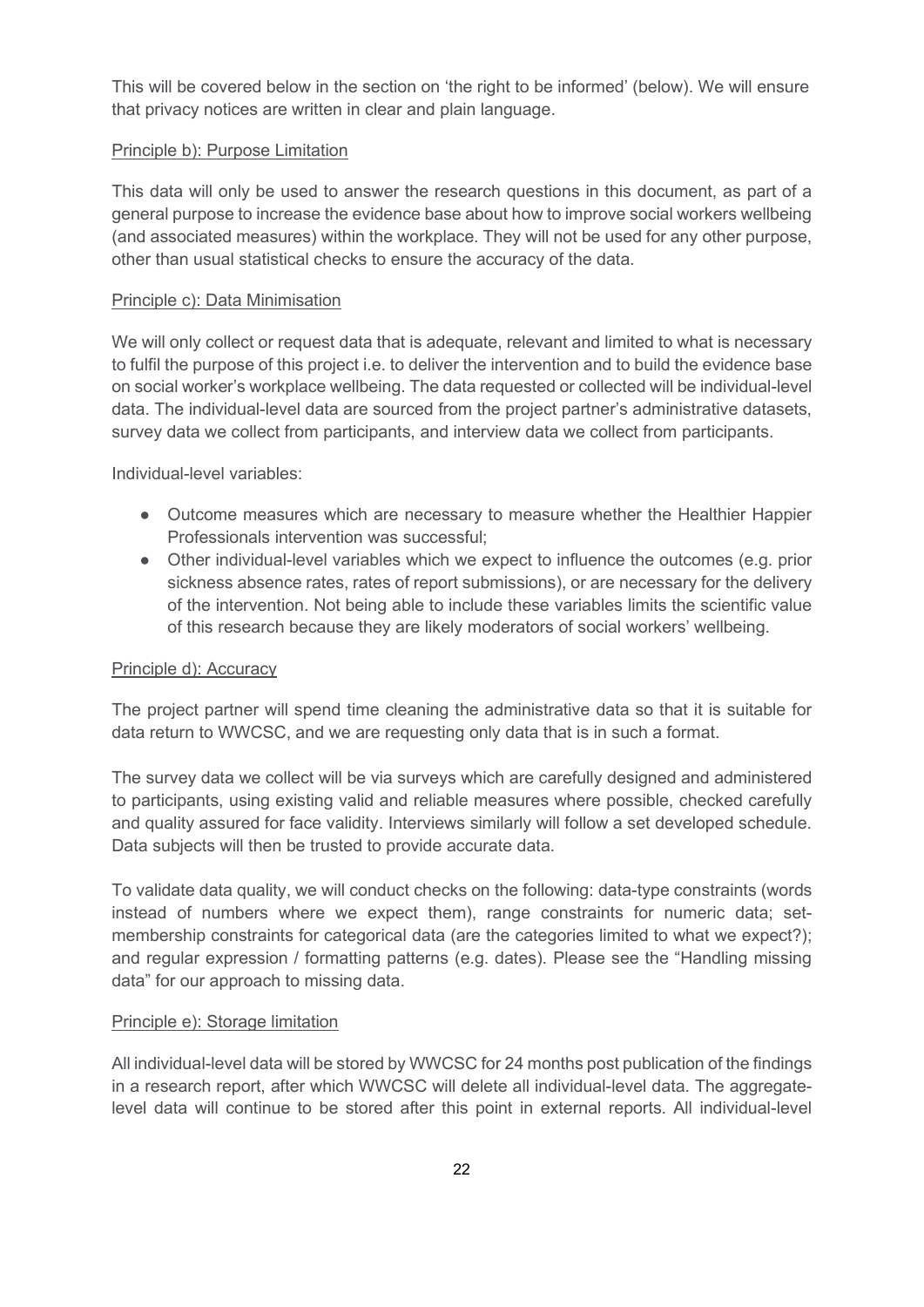This will be covered below in the section on 'the right to be informed' (below). We will ensure that privacy notices are written in clear and plain language.

Principle b): Purpose Limitation

This data will only be used to answer the research questions in this document, as part of a general purpose to increase the evidence base about how to improve social workers wellbeing (and associated measures) within the workplace. They will not be used for any other purpose, other than usual statistical checks to ensure the accuracy of the data.

Principle c): Data Minimisation

We will only collect or request data that is adequate, relevant and limited to what is necessary to fulfil the purpose of this project i.e. to deliver the intervention and to build the evidence base on social worker's workplace wellbeing. The data requested or collected will be individual-level data. The individual-level data are sourced from the project partner's administrative datasets, survey data we collect from participants, and interview data we collect from participants.

Individual-level variables:

- Outcome measures which are necessary to measure whether the Healthier Happier Professionals intervention was successful;
- Other individual-level variables which we expect to influence the outcomes (e.g. prior sickness absence rates, rates of report submissions), or are necessary for the delivery of the intervention. Not being able to include these variables limits the scientific value of this research because they are likely moderators of social workers' wellbeing.

Principle d): Accuracy

The project partner will spend time cleaning the administrative data so that it is suitable for data return to WWCSC, and we are requesting only data that is in such a format.

The survey data we collect will be via surveys which are carefully designed and administered to participants, using existing valid and reliable measures where possible, checked carefully and quality assured for face validity. Interviews similarly will follow a set developed schedule. Data subjects will then be trusted to provide accurate data.

To validate data quality, we will conduct checks on the following: data-type constraints (words instead of numbers where we expect them), range constraints for numeric data; set-membership constraints for categorical data (are the categories limited to what we expect?); and regular expression / formatting patterns (e.g. dates). Please see the "Handling missing data" for our approach to missing data.

Principle e): Storage limitation

All individual-level data will be stored by WWCSC for 24 months post publication of the findings in a research report, after which WWCSC will delete all individual-level data. The aggregate-level data will continue to be stored after this point in external reports. All individual-level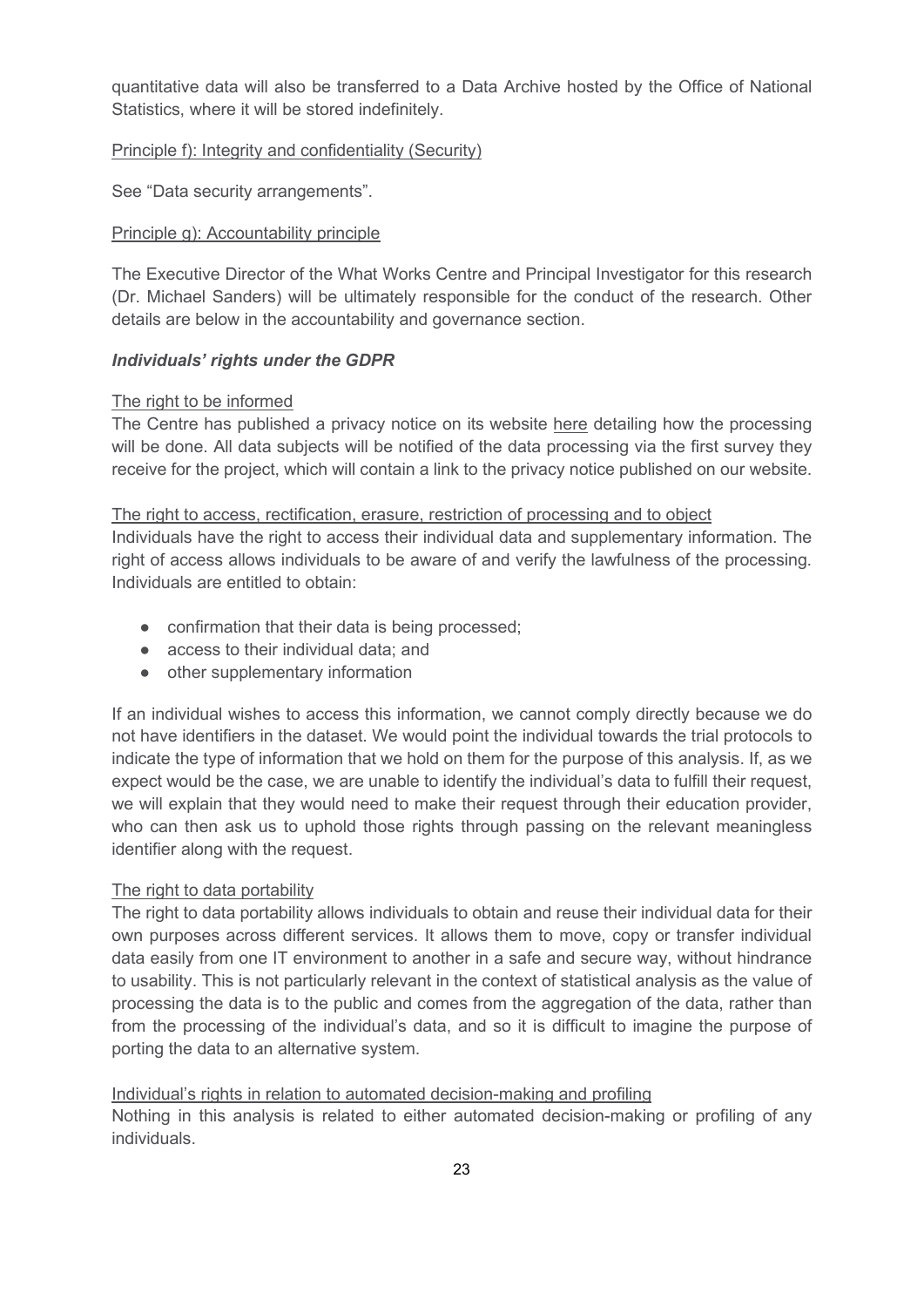quantitative data will also be transferred to a Data Archive hosted by the Office of National Statistics, where it will be stored indefinitely.

Principle f): Integrity and confidentiality (Security)

See "Data security arrangements".

Principle g): Accountability principle

The Executive Director of the What Works Centre and Principal Investigator for this research (Dr. Michael Sanders) will be ultimately responsible for the conduct of the research. Other details are below in the accountability and governance section.

***Individuals' rights under the GDPR***

The right to be informed

The Centre has published a privacy notice on its website here detailing how the processing will be done. All data subjects will be notified of the data processing via the first survey they receive for the project, which will contain a link to the privacy notice published on our website.

The right to access, rectification, erasure, restriction of processing and to object

Individuals have the right to access their individual data and supplementary information. The right of access allows individuals to be aware of and verify the lawfulness of the processing. Individuals are entitled to obtain:

- confirmation that their data is being processed;
- access to their individual data; and
- other supplementary information

If an individual wishes to access this information, we cannot comply directly because we do not have identifiers in the dataset. We would point the individual towards the trial protocols to indicate the type of information that we hold on them for the purpose of this analysis. If, as we expect would be the case, we are unable to identify the individual's data to fulfill their request, we will explain that they would need to make their request through their education provider, who can then ask us to uphold those rights through passing on the relevant meaningless identifier along with the request.

The right to data portability

The right to data portability allows individuals to obtain and reuse their individual data for their own purposes across different services. It allows them to move, copy or transfer individual data easily from one IT environment to another in a safe and secure way, without hindrance to usability. This is not particularly relevant in the context of statistical analysis as the value of processing the data is to the public and comes from the aggregation of the data, rather than from the processing of the individual's data, and so it is difficult to imagine the purpose of porting the data to an alternative system.

Individual's rights in relation to automated decision-making and profiling

Nothing in this analysis is related to either automated decision-making or profiling of any individuals.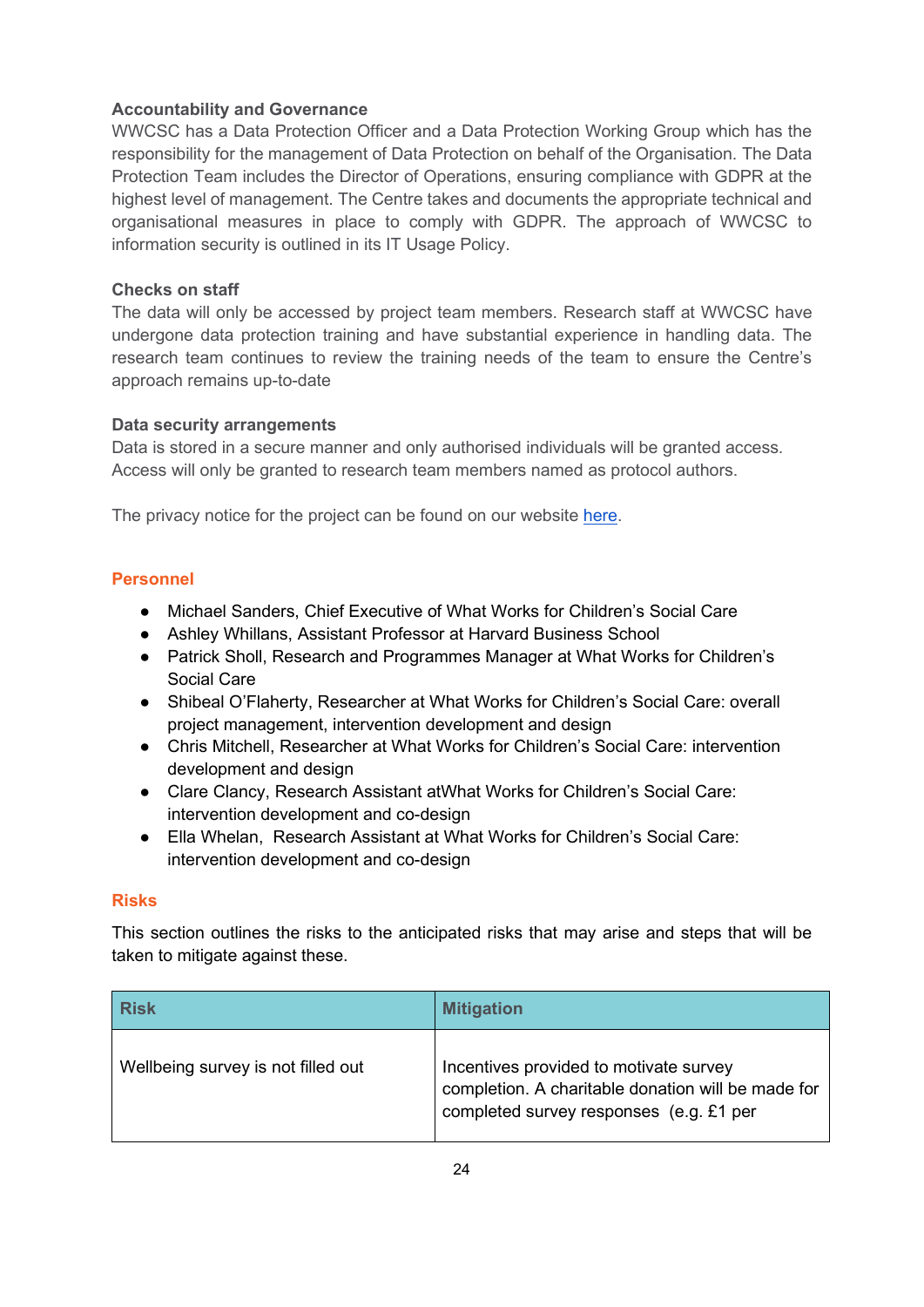### Accountability and Governance

WWCSC has a Data Protection Officer and a Data Protection Working Group which has the responsibility for the management of Data Protection on behalf of the Organisation. The Data Protection Team includes the Director of Operations, ensuring compliance with GDPR at the highest level of management. The Centre takes and documents the appropriate technical and organisational measures in place to comply with GDPR. The approach of WWCSC to information security is outlined in its IT Usage Policy.

### Checks on staff

The data will only be accessed by project team members. Research staff at WWCSC have undergone data protection training and have substantial experience in handling data. The research team continues to review the training needs of the team to ensure the Centre's approach remains up-to-date

### Data security arrangements

Data is stored in a secure manner and only authorised individuals will be granted access. Access will only be granted to research team members named as protocol authors.

The privacy notice for the project can be found on our website here.

## Personnel

- Michael Sanders, Chief Executive of What Works for Children's Social Care
- Ashley Whillans, Assistant Professor at Harvard Business School
- Patrick Sholl, Research and Programmes Manager at What Works for Children's Social Care
- Shibeal O'Flaherty, Researcher at What Works for Children's Social Care: overall project management, intervention development and design
- Chris Mitchell, Researcher at What Works for Children's Social Care: intervention development and design
- Clare Clancy, Research Assistant atWhat Works for Children's Social Care: intervention development and co-design
- Ella Whelan, Research Assistant at What Works for Children's Social Care: intervention development and co-design

## Risks

This section outlines the risks to the anticipated risks that may arise and steps that will be taken to mitigate against these.

| Risk | Mitigation |
|---|---|
| Wellbeing survey is not filled out | Incentives provided to motivate survey completion. A charitable donation will be made for completed survey responses (e.g. £1 per |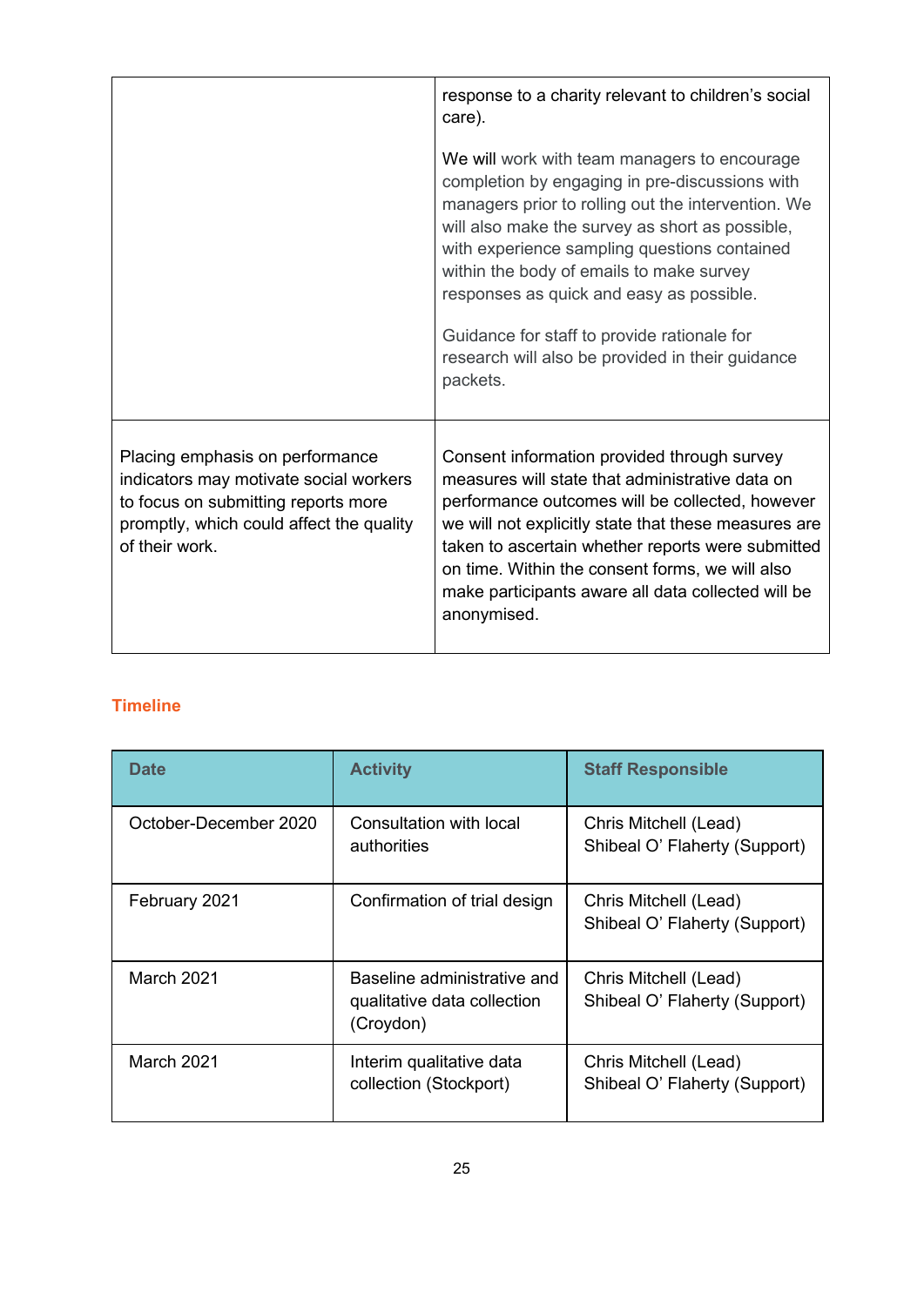| | |
|---|---|
| | response to a charity relevant to children's social care).<br><br>We will work with team managers to encourage completion by engaging in pre-discussions with managers prior to rolling out the intervention. We will also make the survey as short as possible, with experience sampling questions contained within the body of emails to make survey responses as quick and easy as possible.<br><br>Guidance for staff to provide rationale for research will also be provided in their guidance packets. |
| Placing emphasis on performance indicators may motivate social workers to focus on submitting reports more promptly, which could affect the quality of their work. | Consent information provided through survey measures will state that administrative data on performance outcomes will be collected, however we will not explicitly state that these measures are taken to ascertain whether reports were submitted on time. Within the consent forms, we will also make participants aware all data collected will be anonymised. |

## Timeline

| Date | Activity | Staff Responsible |
|---|---|---|
| October-December 2020 | Consultation with local authorities | Chris Mitchell (Lead)<br>Shibeal O' Flaherty (Support) |
| February 2021 | Confirmation of trial design | Chris Mitchell (Lead)<br>Shibeal O' Flaherty (Support) |
| March 2021 | Baseline administrative and qualitative data collection (Croydon) | Chris Mitchell (Lead)<br>Shibeal O' Flaherty (Support) |
| March 2021 | Interim qualitative data collection (Stockport) | Chris Mitchell (Lead)<br>Shibeal O' Flaherty (Support) |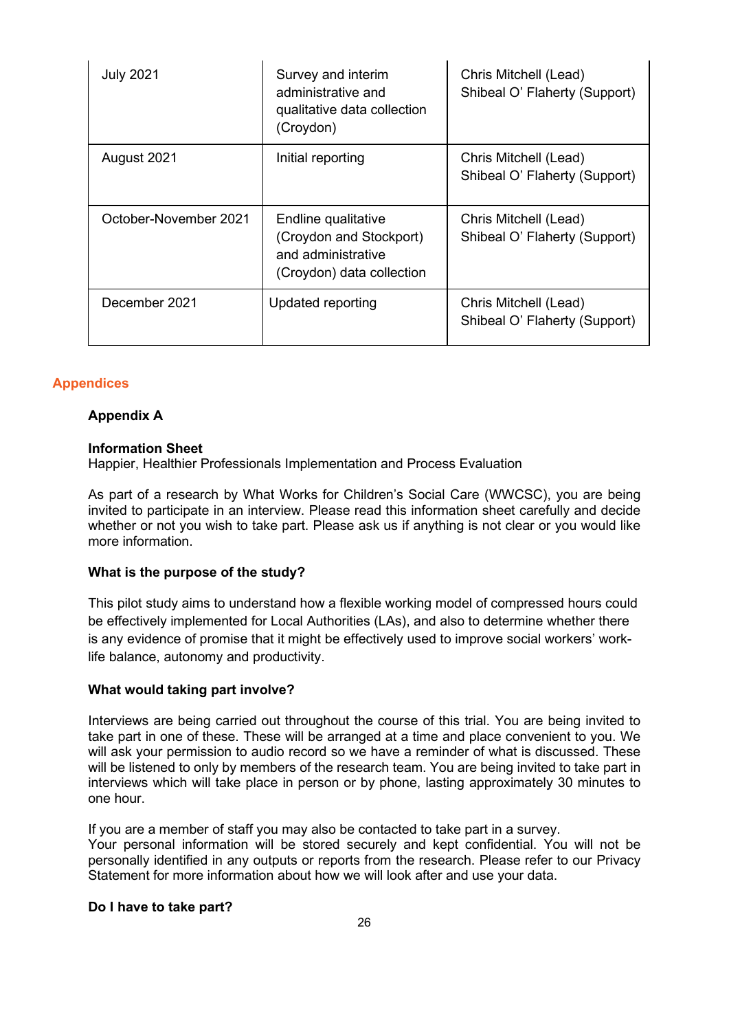| July 2021 | Survey and interim administrative and qualitative data collection (Croydon) | Chris Mitchell (Lead)<br>Shibeal O' Flaherty (Support) |
|---|---|---|
| August 2021 | Initial reporting | Chris Mitchell (Lead)<br>Shibeal O' Flaherty (Support) |
| October-November 2021 | Endline qualitative (Croydon and Stockport) and administrative (Croydon) data collection | Chris Mitchell (Lead)<br>Shibeal O' Flaherty (Support) |
| December 2021 | Updated reporting | Chris Mitchell (Lead)<br>Shibeal O' Flaherty (Support) |

## Appendices

### Appendix A

**Information Sheet**
Happier, Healthier Professionals Implementation and Process Evaluation

As part of a research by What Works for Children's Social Care (WWCSC), you are being invited to participate in an interview. Please read this information sheet carefully and decide whether or not you wish to take part. Please ask us if anything is not clear or you would like more information.

**What is the purpose of the study?**

This pilot study aims to understand how a flexible working model of compressed hours could be effectively implemented for Local Authorities (LAs), and also to determine whether there is any evidence of promise that it might be effectively used to improve social workers' work-life balance, autonomy and productivity.

**What would taking part involve?**

Interviews are being carried out throughout the course of this trial. You are being invited to take part in one of these. These will be arranged at a time and place convenient to you. We will ask your permission to audio record so we have a reminder of what is discussed. These will be listened to only by members of the research team. You are being invited to take part in interviews which will take place in person or by phone, lasting approximately 30 minutes to one hour.

If you are a member of staff you may also be contacted to take part in a survey.
Your personal information will be stored securely and kept confidential. You will not be personally identified in any outputs or reports from the research. Please refer to our Privacy Statement for more information about how we will look after and use your data.

**Do I have to take part?**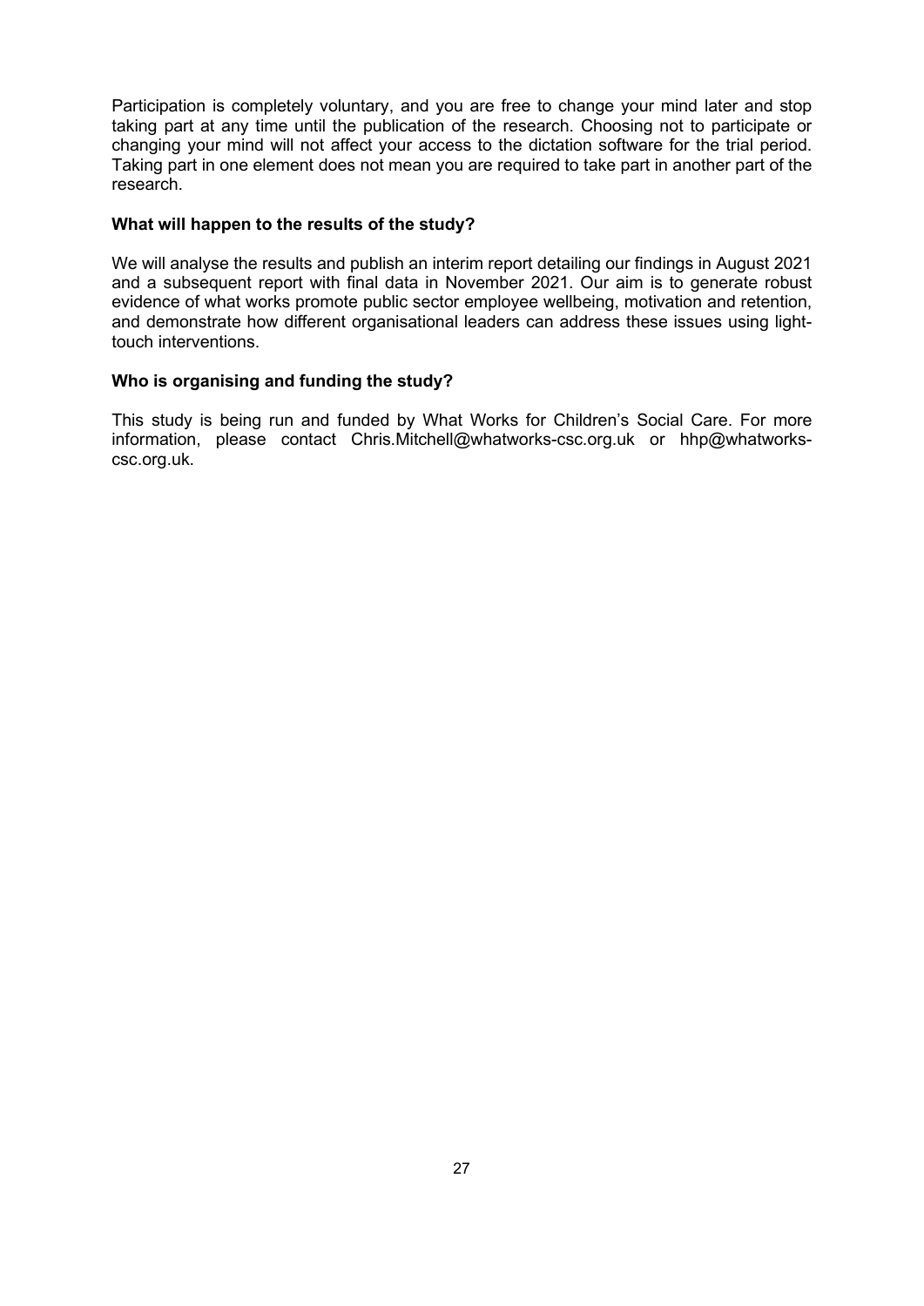Participation is completely voluntary, and you are free to change your mind later and stop taking part at any time until the publication of the research. Choosing not to participate or changing your mind will not affect your access to the dictation software for the trial period. Taking part in one element does not mean you are required to take part in another part of the research.

**What will happen to the results of the study?**

We will analyse the results and publish an interim report detailing our findings in August 2021 and a subsequent report with final data in November 2021. Our aim is to generate robust evidence of what works promote public sector employee wellbeing, motivation and retention, and demonstrate how different organisational leaders can address these issues using light-touch interventions.

**Who is organising and funding the study?**

This study is being run and funded by What Works for Children's Social Care. For more information, please contact Chris.Mitchell@whatworks-csc.org.uk or hhp@whatworks-csc.org.uk.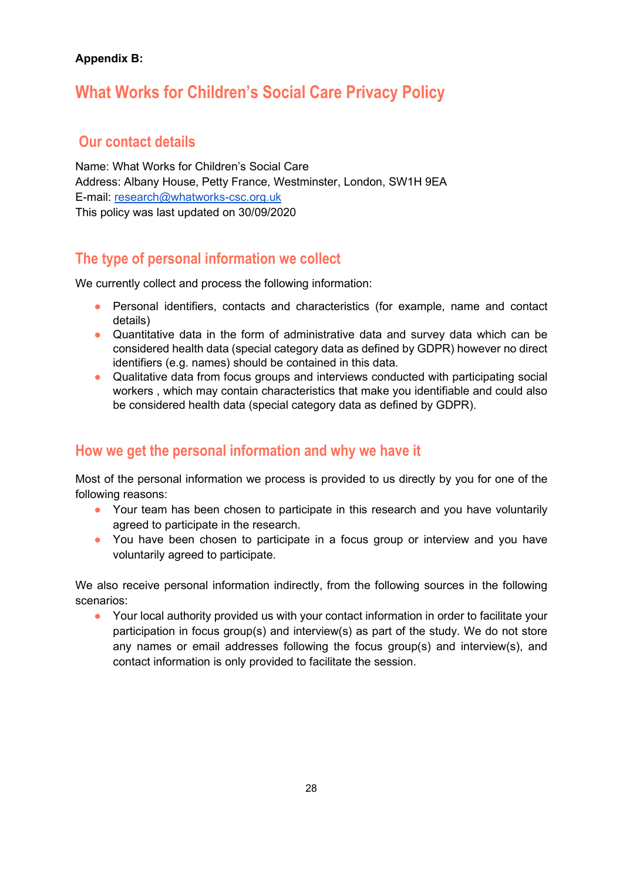**Appendix B:**

# What Works for Children's Social Care Privacy Policy

## Our contact details

Name: What Works for Children's Social Care
Address: Albany House, Petty France, Westminster, London, SW1H 9EA
E-mail: research@whatworks-csc.org.uk
This policy was last updated on 30/09/2020

## The type of personal information we collect

We currently collect and process the following information:

- Personal identifiers, contacts and characteristics (for example, name and contact details)
- Quantitative data in the form of administrative data and survey data which can be considered health data (special category data as defined by GDPR) however no direct identifiers (e.g. names) should be contained in this data.
- Qualitative data from focus groups and interviews conducted with participating social workers , which may contain characteristics that make you identifiable and could also be considered health data (special category data as defined by GDPR).

## How we get the personal information and why we have it

Most of the personal information we process is provided to us directly by you for one of the following reasons:

- Your team has been chosen to participate in this research and you have voluntarily agreed to participate in the research.
- You have been chosen to participate in a focus group or interview and you have voluntarily agreed to participate.

We also receive personal information indirectly, from the following sources in the following scenarios:

- Your local authority provided us with your contact information in order to facilitate your participation in focus group(s) and interview(s) as part of the study. We do not store any names or email addresses following the focus group(s) and interview(s), and contact information is only provided to facilitate the session.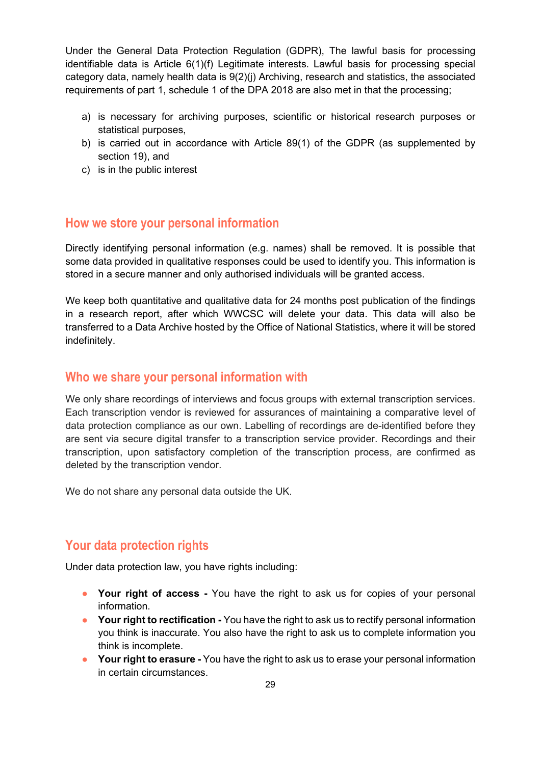Under the General Data Protection Regulation (GDPR), The lawful basis for processing identifiable data is Article 6(1)(f) Legitimate interests. Lawful basis for processing special category data, namely health data is 9(2)(j) Archiving, research and statistics, the associated requirements of part 1, schedule 1 of the DPA 2018 are also met in that the processing;

a) is necessary for archiving purposes, scientific or historical research purposes or statistical purposes,
b) is carried out in accordance with Article 89(1) of the GDPR (as supplemented by section 19), and
c) is in the public interest

## How we store your personal information

Directly identifying personal information (e.g. names) shall be removed. It is possible that some data provided in qualitative responses could be used to identify you. This information is stored in a secure manner and only authorised individuals will be granted access.

We keep both quantitative and qualitative data for 24 months post publication of the findings in a research report, after which WWCSC will delete your data. This data will also be transferred to a Data Archive hosted by the Office of National Statistics, where it will be stored indefinitely.

## Who we share your personal information with

We only share recordings of interviews and focus groups with external transcription services. Each transcription vendor is reviewed for assurances of maintaining a comparative level of data protection compliance as our own. Labelling of recordings are de-identified before they are sent via secure digital transfer to a transcription service provider. Recordings and their transcription, upon satisfactory completion of the transcription process, are confirmed as deleted by the transcription vendor.

We do not share any personal data outside the UK.

## Your data protection rights

Under data protection law, you have rights including:

- **Your right of access -** You have the right to ask us for copies of your personal information.
- **Your right to rectification -** You have the right to ask us to rectify personal information you think is inaccurate. You also have the right to ask us to complete information you think is incomplete.
- **Your right to erasure -** You have the right to ask us to erase your personal information in certain circumstances.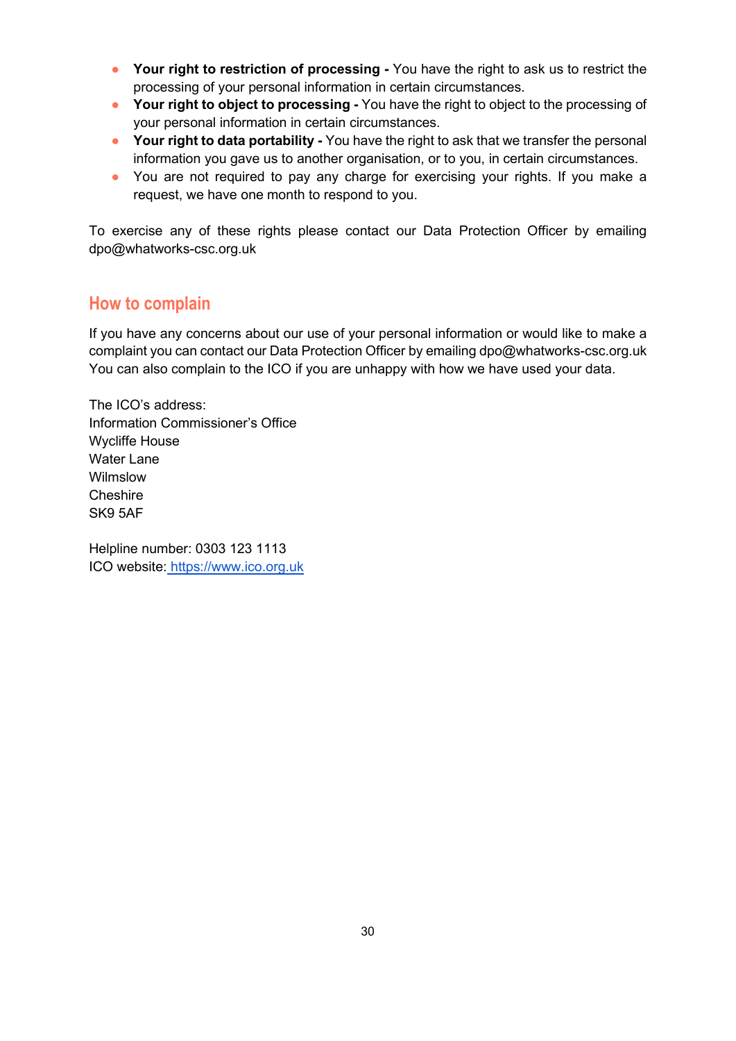- **Your right to restriction of processing -** You have the right to ask us to restrict the processing of your personal information in certain circumstances.
- **Your right to object to processing -** You have the right to object to the processing of your personal information in certain circumstances.
- **Your right to data portability -** You have the right to ask that we transfer the personal information you gave us to another organisation, or to you, in certain circumstances.
- You are not required to pay any charge for exercising your rights. If you make a request, we have one month to respond to you.

To exercise any of these rights please contact our Data Protection Officer by emailing dpo@whatworks-csc.org.uk

## How to complain

If you have any concerns about our use of your personal information or would like to make a complaint you can contact our Data Protection Officer by emailing dpo@whatworks-csc.org.uk You can also complain to the ICO if you are unhappy with how we have used your data.

The ICO's address:
Information Commissioner's Office
Wycliffe House
Water Lane
Wilmslow
Cheshire
SK9 5AF

Helpline number: 0303 123 1113
ICO website: [https://www.ico.org.uk](https://www.ico.org.uk)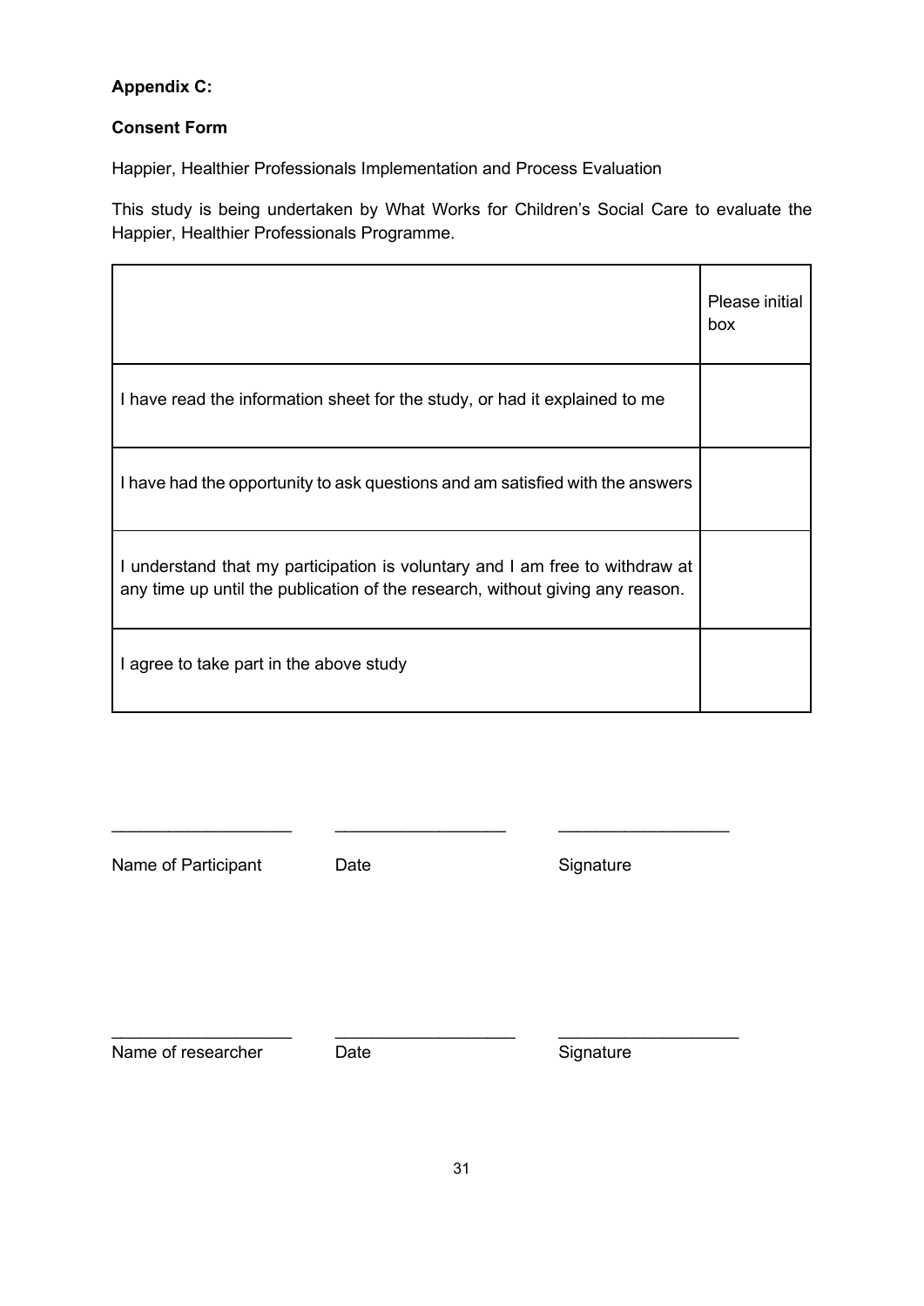**Appendix C:**

**Consent Form**

Happier, Healthier Professionals Implementation and Process Evaluation

This study is being undertaken by What Works for Children's Social Care to evaluate the Happier, Healthier Professionals Programme.

| | Please initial box |
|---|---|
| I have read the information sheet for the study, or had it explained to me | |
| I have had the opportunity to ask questions and am satisfied with the answers | |
| I understand that my participation is voluntary and I am free to withdraw at any time up until the publication of the research, without giving any reason. | |
| I agree to take part in the above study | |

___________________ ___________________ ___________________

Name of Participant Date Signature

___________________ ___________________ ___________________

Name of researcher Date Signature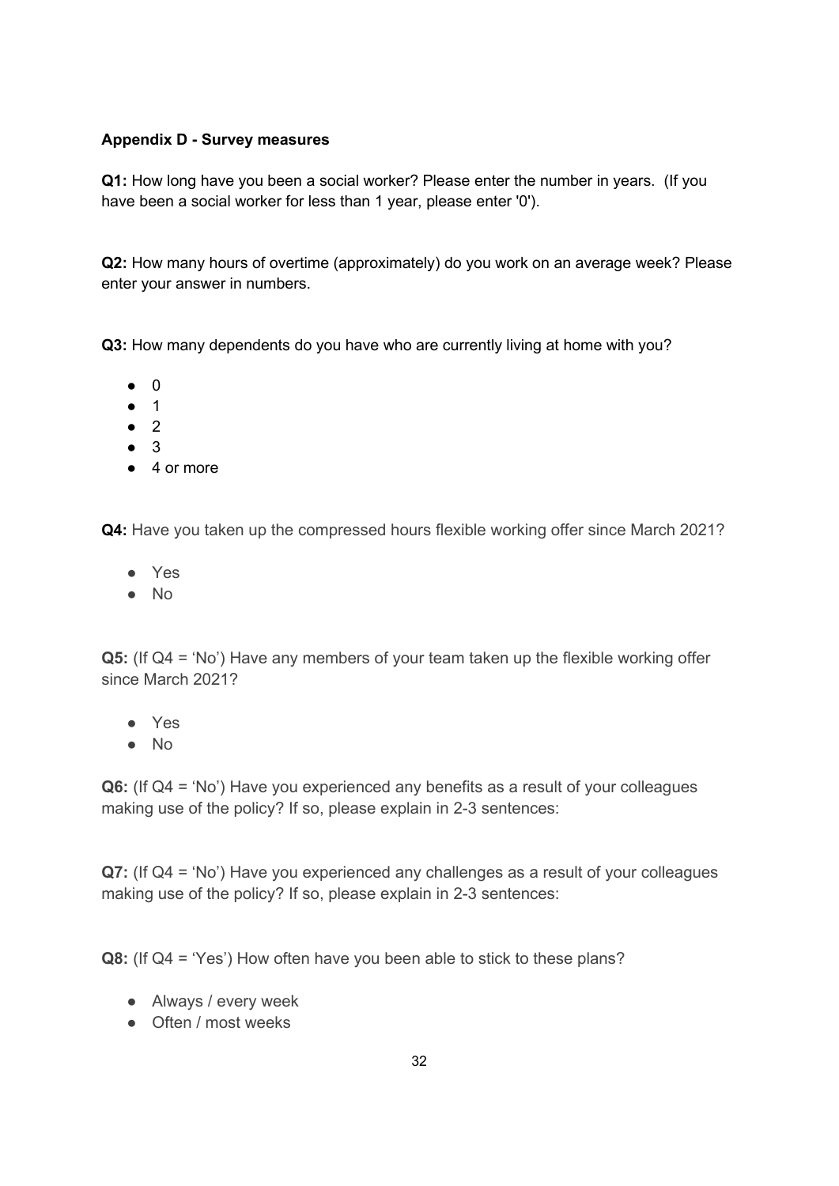**Appendix D - Survey measures**

**Q1:** How long have you been a social worker? Please enter the number in years. (If you have been a social worker for less than 1 year, please enter '0').

**Q2:** How many hours of overtime (approximately) do you work on an average week? Please enter your answer in numbers.

**Q3:** How many dependents do you have who are currently living at home with you?

- 0
- 1
- 2
- 3
- 4 or more

**Q4:** Have you taken up the compressed hours flexible working offer since March 2021?

- Yes
- No

**Q5:** (If Q4 = 'No') Have any members of your team taken up the flexible working offer since March 2021?

- Yes
- No

**Q6:** (If Q4 = 'No') Have you experienced any benefits as a result of your colleagues making use of the policy? If so, please explain in 2-3 sentences:

**Q7:** (If Q4 = 'No') Have you experienced any challenges as a result of your colleagues making use of the policy? If so, please explain in 2-3 sentences:

**Q8:** (If Q4 = 'Yes') How often have you been able to stick to these plans?

- Always / every week
- Often / most weeks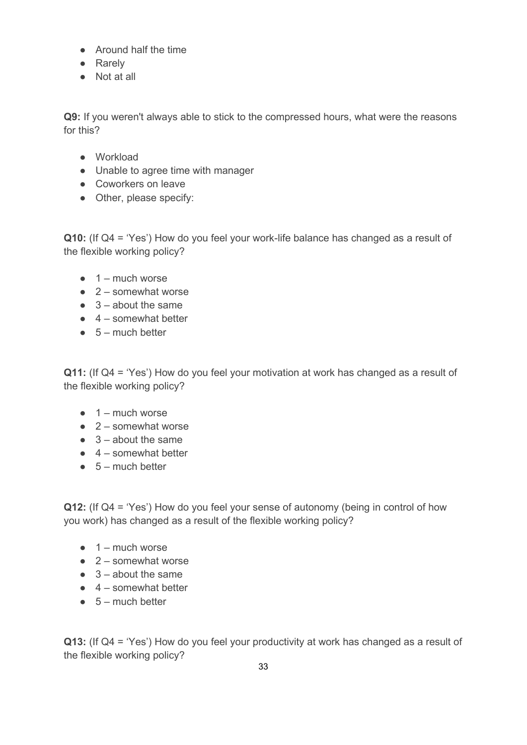- Around half the time
- Rarely
- Not at all

**Q9:** If you weren't always able to stick to the compressed hours, what were the reasons for this?

- Workload
- Unable to agree time with manager
- Coworkers on leave
- Other, please specify:

**Q10:** (If Q4 = 'Yes') How do you feel your work-life balance has changed as a result of the flexible working policy?

- 1 – much worse
- 2 – somewhat worse
- 3 – about the same
- 4 – somewhat better
- 5 – much better

**Q11:** (If Q4 = 'Yes') How do you feel your motivation at work has changed as a result of the flexible working policy?

- 1 – much worse
- 2 – somewhat worse
- 3 – about the same
- 4 – somewhat better
- 5 – much better

**Q12:** (If Q4 = 'Yes') How do you feel your sense of autonomy (being in control of how you work) has changed as a result of the flexible working policy?

- 1 – much worse
- 2 – somewhat worse
- 3 – about the same
- 4 – somewhat better
- 5 – much better

**Q13:** (If Q4 = 'Yes') How do you feel your productivity at work has changed as a result of the flexible working policy?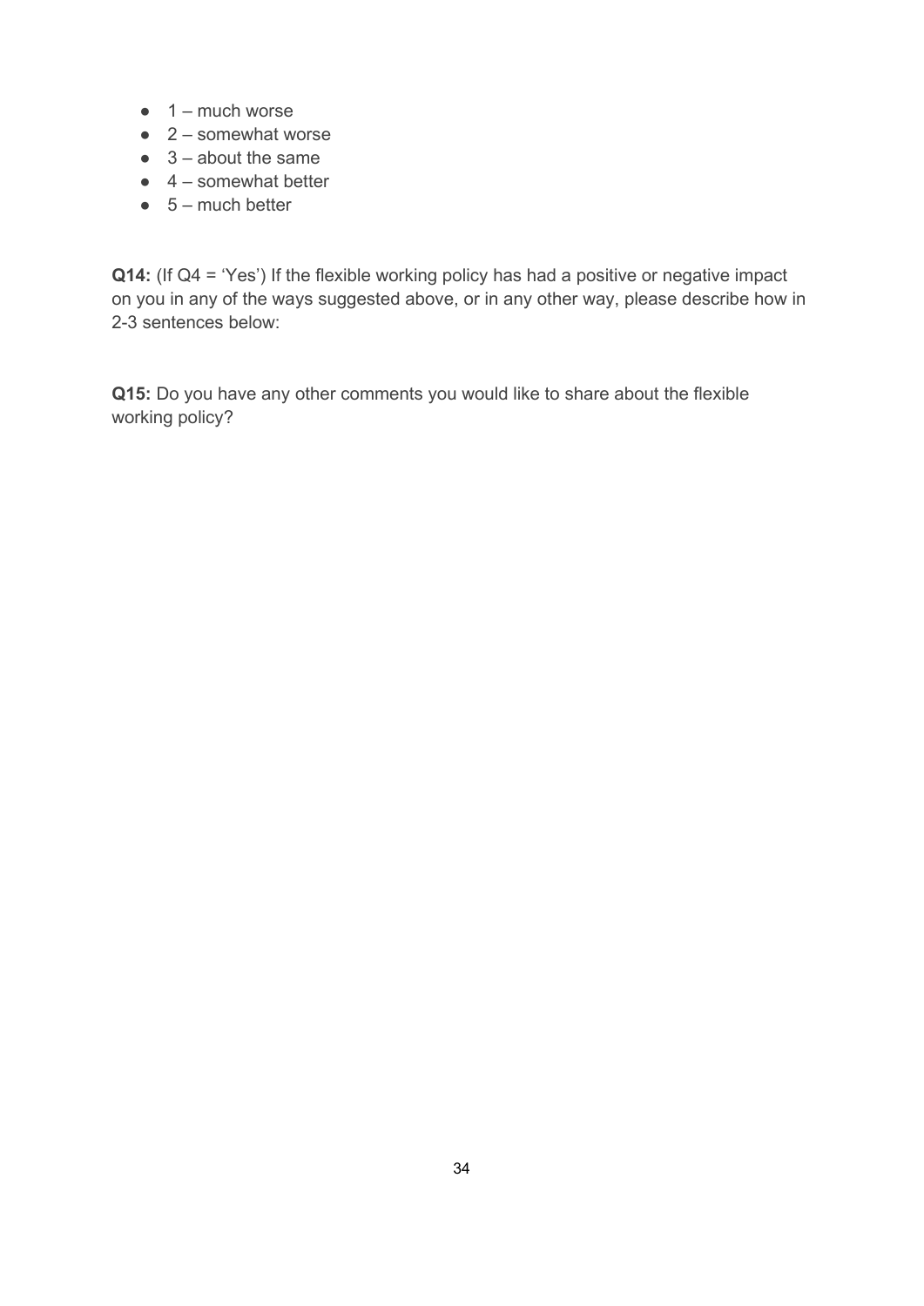- 1 – much worse
- 2 – somewhat worse
- 3 – about the same
- 4 – somewhat better
- 5 – much better

**Q14:** (If Q4 = 'Yes') If the flexible working policy has had a positive or negative impact on you in any of the ways suggested above, or in any other way, please describe how in 2-3 sentences below:

**Q15:** Do you have any other comments you would like to share about the flexible working policy?